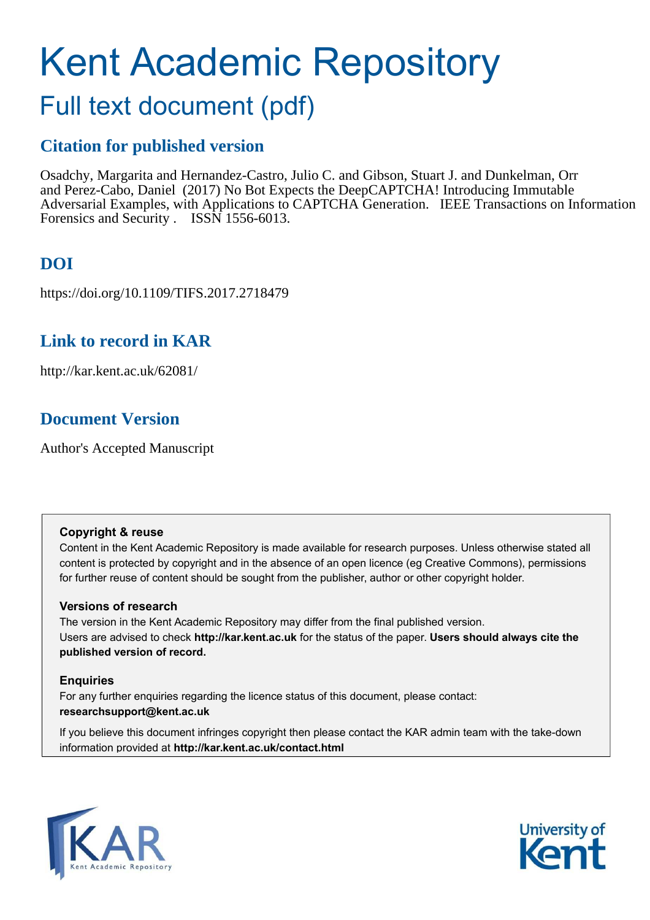# Kent Academic Repository

## Full text document (pdf)

### Citation for published version

Osadchy, Margarita and Hernandez-Castro, Julio C. and Gibson, Stuart J. and Dunkelman, Orr and Perez-Cabo, Daniel (2017) No Bot Expects the DeepCAPTCHA! Introducing Immutable Adversarial Examples, with Applications to CAPTCHA Generation. IEEE Transactions on Information Forensics and Security . ISSN 1556-6013.

### DOI

https://doi.org/10.1109/TIFS.2017.2718479

### Link to record in KAR

http://kar.kent.ac.uk/62081/

### Document Version

Author's Accepted Manuscript

**Copyright & reuse**

Content in the Kent Academic Repository is made available for research purposes. Unless otherwise stated all content is protected by copyright and in the absence of an open licence (eg Creative Commons), permissions for further reuse of content should be sought from the publisher, author or other copyright holder.

**Versions of research**

The version in the Kent Academic Repository may differ from the final published version. Users are advised to check **http://kar.kent.ac.uk** for the status of the paper. **Users should always cite the published version of record.**

**Enquiries**

For any further enquiries regarding the licence status of this document, please contact: **researchsupport@kent.ac.uk**

If you believe this document infringes copyright then please contact the KAR admin team with the take-down information provided at **http://kar.kent.ac.uk/contact.html**

KAR Kent Academic Repository

University of Kent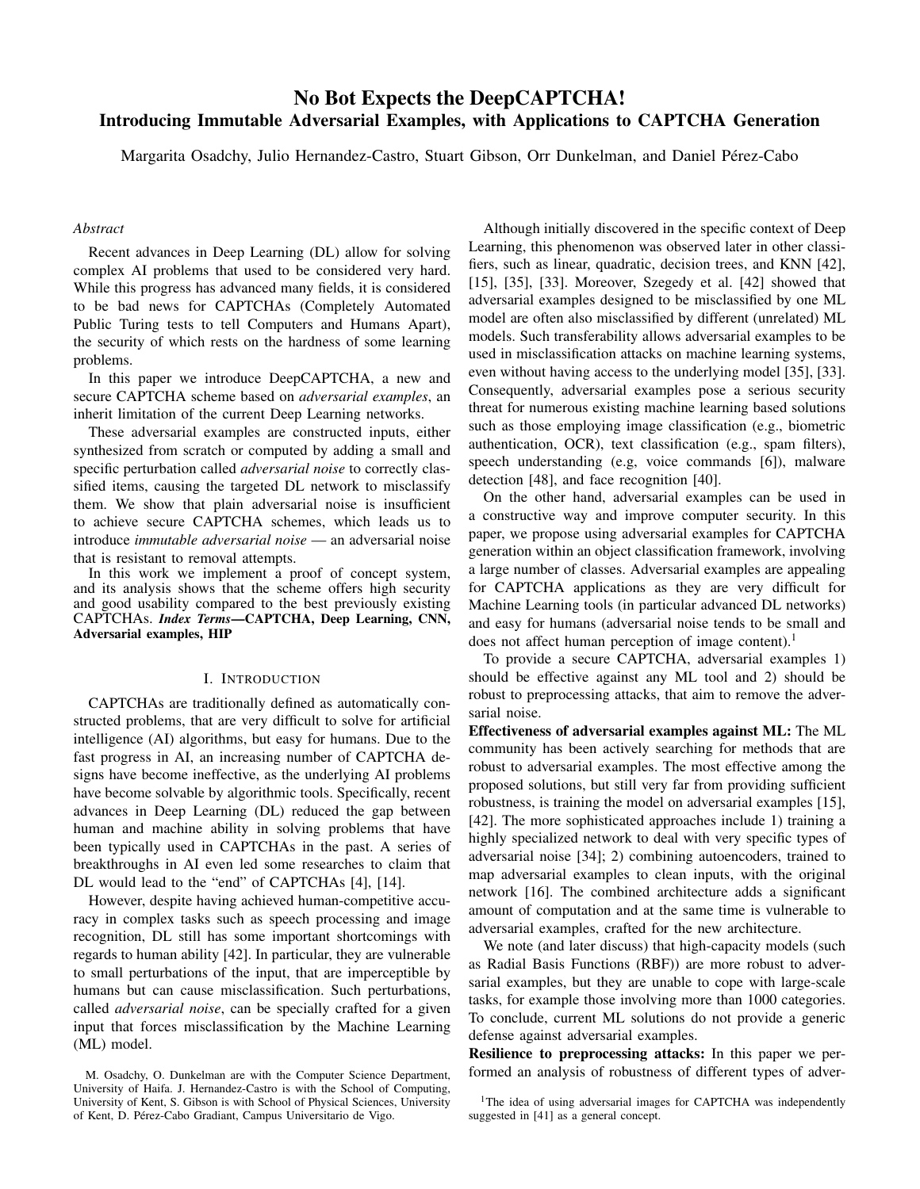# No Bot Expects the DeepCAPTCHA! Introducing Immutable Adversarial Examples, with Applications to CAPTCHA Generation

Margarita Osadchy, Julio Hernandez-Castro, Stuart Gibson, Orr Dunkelman, and Daniel Pérez-Cabo

*Abstract*

Recent advances in Deep Learning (DL) allow for solving complex AI problems that used to be considered very hard. While this progress has advanced many fields, it is considered to be bad news for CAPTCHAs (Completely Automated Public Turing tests to tell Computers and Humans Apart), the security of which rests on the hardness of some learning problems.

In this paper we introduce DeepCAPTCHA, a new and secure CAPTCHA scheme based on *adversarial examples*, an inherit limitation of the current Deep Learning networks.

These adversarial examples are constructed inputs, either synthesized from scratch or computed by adding a small and specific perturbation called *adversarial noise* to correctly classified items, causing the targeted DL network to misclassify them. We show that plain adversarial noise is insufficient to achieve secure CAPTCHA schemes, which leads us to introduce *immutable adversarial noise* — an adversarial noise that is resistant to removal attempts.

In this work we implement a proof of concept system, and its analysis shows that the scheme offers high security and good usability compared to the best previously existing CAPTCHAs. ***Index Terms*—CAPTCHA, Deep Learning, CNN, Adversarial examples, HIP**

## I. Introduction

CAPTCHAs are traditionally defined as automatically constructed problems, that are very difficult to solve for artificial intelligence (AI) algorithms, but easy for humans. Due to the fast progress in AI, an increasing number of CAPTCHA designs have become ineffective, as the underlying AI problems have become solvable by algorithmic tools. Specifically, recent advances in Deep Learning (DL) reduced the gap between human and machine ability in solving problems that have been typically used in CAPTCHAs in the past. A series of breakthroughs in AI even led some researches to claim that DL would lead to the "end" of CAPTCHAs [4], [14].

However, despite having achieved human-competitive accuracy in complex tasks such as speech processing and image recognition, DL still has some important shortcomings with regards to human ability [42]. In particular, they are vulnerable to small perturbations of the input, that are imperceptible by humans but can cause misclassification. Such perturbations, called *adversarial noise*, can be specially crafted for a given input that forces misclassification by the Machine Learning (ML) model.

M. Osadchy, O. Dunkelman are with the Computer Science Department, University of Haifa. J. Hernandez-Castro is with the School of Computing, University of Kent, S. Gibson is with School of Physical Sciences, University of Kent, D. Pérez-Cabo Gradiant, Campus Universitario de Vigo.

Although initially discovered in the specific context of Deep Learning, this phenomenon was observed later in other classifiers, such as linear, quadratic, decision trees, and KNN [42], [15], [35], [33]. Moreover, Szegedy et al. [42] showed that adversarial examples designed to be misclassified by one ML model are often also misclassified by different (unrelated) ML models. Such transferability allows adversarial examples to be used in misclassification attacks on machine learning systems, even without having access to the underlying model [35], [33]. Consequently, adversarial examples pose a serious security threat for numerous existing machine learning based solutions such as those employing image classification (e.g., biometric authentication, OCR), text classification (e.g., spam filters), speech understanding (e.g, voice commands [6]), malware detection [48], and face recognition [40].

On the other hand, adversarial examples can be used in a constructive way and improve computer security. In this paper, we propose using adversarial examples for CAPTCHA generation within an object classification framework, involving a large number of classes. Adversarial examples are appealing for CAPTCHA applications as they are very difficult for Machine Learning tools (in particular advanced DL networks) and easy for humans (adversarial noise tends to be small and does not affect human perception of image content).[1]

To provide a secure CAPTCHA, adversarial examples 1) should be effective against any ML tool and 2) should be robust to preprocessing attacks, that aim to remove the adversarial noise.

**Effectiveness of adversarial examples against ML:** The ML community has been actively searching for methods that are robust to adversarial examples. The most effective among the proposed solutions, but still very far from providing sufficient robustness, is training the model on adversarial examples [15], [42]. The more sophisticated approaches include 1) training a highly specialized network to deal with very specific types of adversarial noise [34]; 2) combining autoencoders, trained to map adversarial examples to clean inputs, with the original network [16]. The combined architecture adds a significant amount of computation and at the same time is vulnerable to adversarial examples, crafted for the new architecture.

We note (and later discuss) that high-capacity models (such as Radial Basis Functions (RBF)) are more robust to adversarial examples, but they are unable to cope with large-scale tasks, for example those involving more than 1000 categories. To conclude, current ML solutions do not provide a generic defense against adversarial examples.

**Resilience to preprocessing attacks:** In this paper we performed an analysis of robustness of different types of adver-

[1] The idea of using adversarial images for CAPTCHA was independently suggested in [41] as a general concept.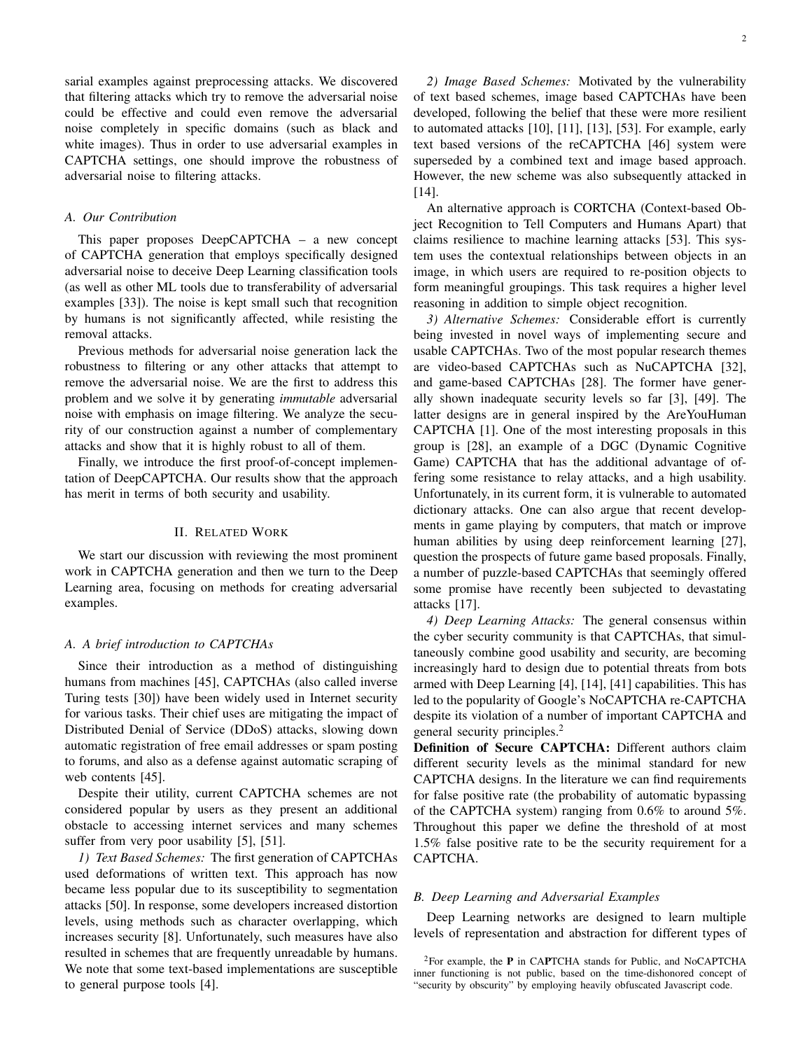sarial examples against preprocessing attacks. We discovered that filtering attacks which try to remove the adversarial noise could be effective and could even remove the adversarial noise completely in specific domains (such as black and white images). Thus in order to use adversarial examples in CAPTCHA settings, one should improve the robustness of adversarial noise to filtering attacks.

### A. Our Contribution

This paper proposes DeepCAPTCHA – a new concept of CAPTCHA generation that employs specifically designed adversarial noise to deceive Deep Learning classification tools (as well as other ML tools due to transferability of adversarial examples [33]). The noise is kept small such that recognition by humans is not significantly affected, while resisting the removal attacks.

Previous methods for adversarial noise generation lack the robustness to filtering or any other attacks that attempt to remove the adversarial noise. We are the first to address this problem and we solve it by generating *immutable* adversarial noise with emphasis on image filtering. We analyze the security of our construction against a number of complementary attacks and show that it is highly robust to all of them.

Finally, we introduce the first proof-of-concept implementation of DeepCAPTCHA. Our results show that the approach has merit in terms of both security and usability.

## II. Related Work

We start our discussion with reviewing the most prominent work in CAPTCHA generation and then we turn to the Deep Learning area, focusing on methods for creating adversarial examples.

### A. A brief introduction to CAPTCHAs

Since their introduction as a method of distinguishing humans from machines [45], CAPTCHAs (also called inverse Turing tests [30]) have been widely used in Internet security for various tasks. Their chief uses are mitigating the impact of Distributed Denial of Service (DDoS) attacks, slowing down automatic registration of free email addresses or spam posting to forums, and also as a defense against automatic scraping of web contents [45].

Despite their utility, current CAPTCHA schemes are not considered popular by users as they present an additional obstacle to accessing internet services and many schemes suffer from very poor usability [5], [51].

*1) Text Based Schemes:* The first generation of CAPTCHAs used deformations of written text. This approach has now became less popular due to its susceptibility to segmentation attacks [50]. In response, some developers increased distortion levels, using methods such as character overlapping, which increases security [8]. Unfortunately, such measures have also resulted in schemes that are frequently unreadable by humans. We note that some text-based implementations are susceptible to general purpose tools [4].

*2) Image Based Schemes:* Motivated by the vulnerability of text based schemes, image based CAPTCHAs have been developed, following the belief that these were more resilient to automated attacks [10], [11], [13], [53]. For example, early text based versions of the reCAPTCHA [46] system were superseded by a combined text and image based approach. However, the new scheme was also subsequently attacked in [14].

An alternative approach is CORTCHA (Context-based Object Recognition to Tell Computers and Humans Apart) that claims resilience to machine learning attacks [53]. This system uses the contextual relationships between objects in an image, in which users are required to re-position objects to form meaningful groupings. This task requires a higher level reasoning in addition to simple object recognition.

*3) Alternative Schemes:* Considerable effort is currently being invested in novel ways of implementing secure and usable CAPTCHAs. Two of the most popular research themes are video-based CAPTCHAs such as NuCAPTCHA [32], and game-based CAPTCHAs [28]. The former have generally shown inadequate security levels so far [3], [49]. The latter designs are in general inspired by the AreYouHuman CAPTCHA [1]. One of the most interesting proposals in this group is [28], an example of a DGC (Dynamic Cognitive Game) CAPTCHA that has the additional advantage of offering some resistance to relay attacks, and a high usability. Unfortunately, in its current form, it is vulnerable to automated dictionary attacks. One can also argue that recent developments in game playing by computers, that match or improve human abilities by using deep reinforcement learning [27], question the prospects of future game based proposals. Finally, a number of puzzle-based CAPTCHAs that seemingly offered some promise have recently been subjected to devastating attacks [17].

*4) Deep Learning Attacks:* The general consensus within the cyber security community is that CAPTCHAs, that simultaneously combine good usability and security, are becoming increasingly hard to design due to potential threats from bots armed with Deep Learning [4], [14], [41] capabilities. This has led to the popularity of Google's NoCAPTCHA re-CAPTCHA despite its violation of a number of important CAPTCHA and general security principles.[2]

**Definition of Secure CAPTCHA:** Different authors claim different security levels as the minimal standard for new CAPTCHA designs. In the literature we can find requirements for false positive rate (the probability of automatic bypassing of the CAPTCHA system) ranging from 0.6% to around 5%. Throughout this paper we define the threshold of at most 1.5% false positive rate to be the security requirement for a CAPTCHA.

### B. Deep Learning and Adversarial Examples

Deep Learning networks are designed to learn multiple levels of representation and abstraction for different types of

[2]For example, the **P** in CA**P**TCHA stands for Public, and NoCAPTCHA inner functioning is not public, based on the time-dishonored concept of "security by obscurity" by employing heavily obfuscated Javascript code.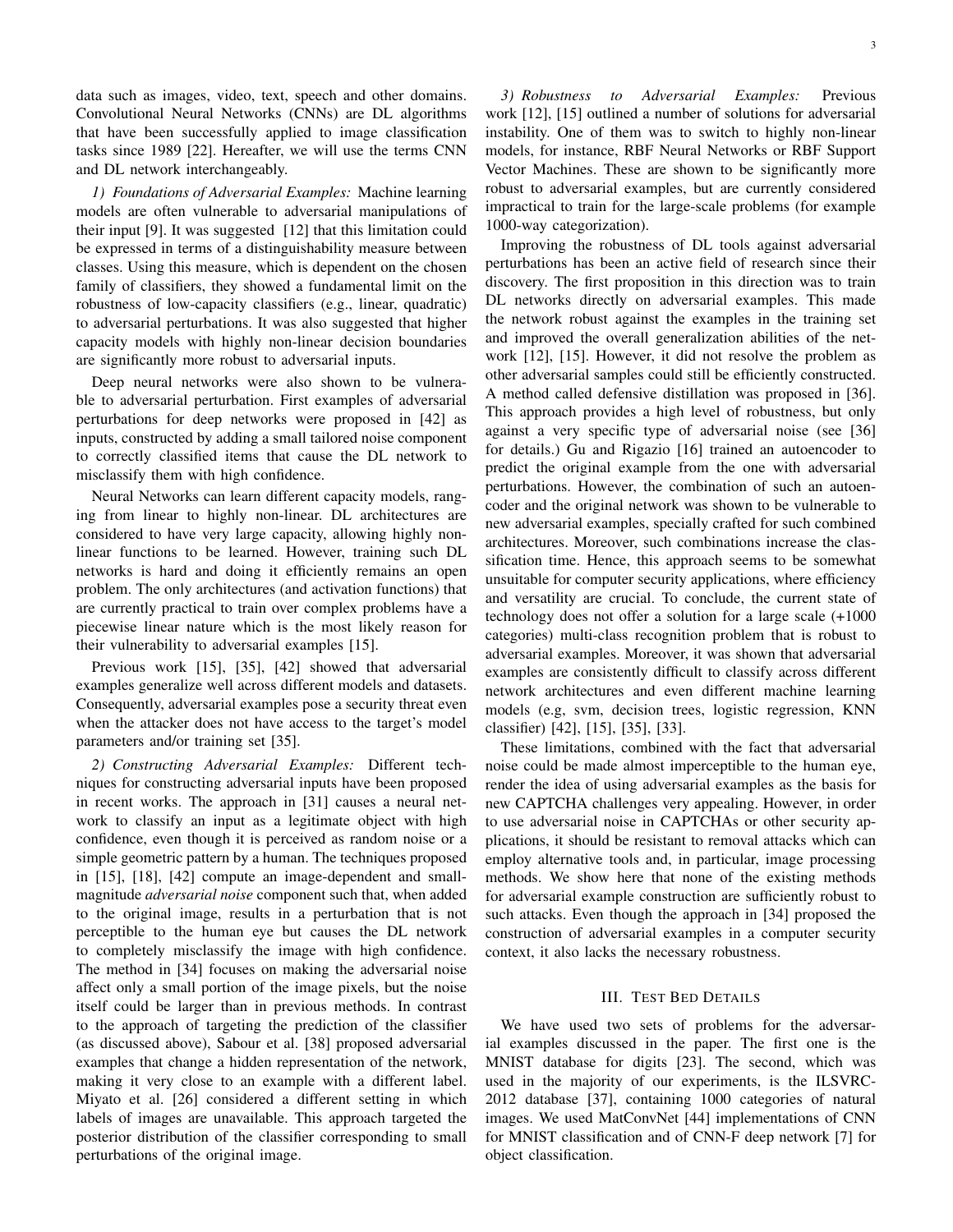data such as images, video, text, speech and other domains. Convolutional Neural Networks (CNNs) are DL algorithms that have been successfully applied to image classification tasks since 1989 [22]. Hereafter, we will use the terms CNN and DL network interchangeably.

*1) Foundations of Adversarial Examples:* Machine learning models are often vulnerable to adversarial manipulations of their input [9]. It was suggested [12] that this limitation could be expressed in terms of a distinguishability measure between classes. Using this measure, which is dependent on the chosen family of classifiers, they showed a fundamental limit on the robustness of low-capacity classifiers (e.g., linear, quadratic) to adversarial perturbations. It was also suggested that higher capacity models with highly non-linear decision boundaries are significantly more robust to adversarial inputs.

Deep neural networks were also shown to be vulnerable to adversarial perturbation. First examples of adversarial perturbations for deep networks were proposed in [42] as inputs, constructed by adding a small tailored noise component to correctly classified items that cause the DL network to misclassify them with high confidence.

Neural Networks can learn different capacity models, ranging from linear to highly non-linear. DL architectures are considered to have very large capacity, allowing highly non-linear functions to be learned. However, training such DL networks is hard and doing it efficiently remains an open problem. The only architectures (and activation functions) that are currently practical to train over complex problems have a piecewise linear nature which is the most likely reason for their vulnerability to adversarial examples [15].

Previous work [15], [35], [42] showed that adversarial examples generalize well across different models and datasets. Consequently, adversarial examples pose a security threat even when the attacker does not have access to the target's model parameters and/or training set [35].

*2) Constructing Adversarial Examples:* Different techniques for constructing adversarial inputs have been proposed in recent works. The approach in [31] causes a neural network to classify an input as a legitimate object with high confidence, even though it is perceived as random noise or a simple geometric pattern by a human. The techniques proposed in [15], [18], [42] compute an image-dependent and small-magnitude *adversarial noise* component such that, when added to the original image, results in a perturbation that is not perceptible to the human eye but causes the DL network to completely misclassify the image with high confidence. The method in [34] focuses on making the adversarial noise affect only a small portion of the image pixels, but the noise itself could be larger than in previous methods. In contrast to the approach of targeting the prediction of the classifier (as discussed above), Sabour et al. [38] proposed adversarial examples that change a hidden representation of the network, making it very close to an example with a different label. Miyato et al. [26] considered a different setting in which labels of images are unavailable. This approach targeted the posterior distribution of the classifier corresponding to small perturbations of the original image.

*3) Robustness to Adversarial Examples:* Previous work [12], [15] outlined a number of solutions for adversarial instability. One of them was to switch to highly non-linear models, for instance, RBF Neural Networks or RBF Support Vector Machines. These are shown to be significantly more robust to adversarial examples, but are currently considered impractical to train for the large-scale problems (for example 1000-way categorization).

Improving the robustness of DL tools against adversarial perturbations has been an active field of research since their discovery. The first proposition in this direction was to train DL networks directly on adversarial examples. This made the network robust against the examples in the training set and improved the overall generalization abilities of the network [12], [15]. However, it did not resolve the problem as other adversarial samples could still be efficiently constructed. A method called defensive distillation was proposed in [36]. This approach provides a high level of robustness, but only against a very specific type of adversarial noise (see [36] for details.) Gu and Rigazio [16] trained an autoencoder to predict the original example from the one with adversarial perturbations. However, the combination of such an autoencoder and the original network was shown to be vulnerable to new adversarial examples, specially crafted for such combined architectures. Moreover, such combinations increase the classification time. Hence, this approach seems to be somewhat unsuitable for computer security applications, where efficiency and versatility are crucial. To conclude, the current state of technology does not offer a solution for a large scale (+1000 categories) multi-class recognition problem that is robust to adversarial examples. Moreover, it was shown that adversarial examples are consistently difficult to classify across different network architectures and even different machine learning models (e.g, svm, decision trees, logistic regression, KNN classifier) [42], [15], [35], [33].

These limitations, combined with the fact that adversarial noise could be made almost imperceptible to the human eye, render the idea of using adversarial examples as the basis for new CAPTCHA challenges very appealing. However, in order to use adversarial noise in CAPTCHAs or other security applications, it should be resistant to removal attacks which can employ alternative tools and, in particular, image processing methods. We show here that none of the existing methods for adversarial example construction are sufficiently robust to such attacks. Even though the approach in [34] proposed the construction of adversarial examples in a computer security context, it also lacks the necessary robustness.

## III. Test Bed Details

We have used two sets of problems for the adversarial examples discussed in the paper. The first one is the MNIST database for digits [23]. The second, which was used in the majority of our experiments, is the ILSVRC-2012 database [37], containing 1000 categories of natural images. We used MatConvNet [44] implementations of CNN for MNIST classification and of CNN-F deep network [7] for object classification.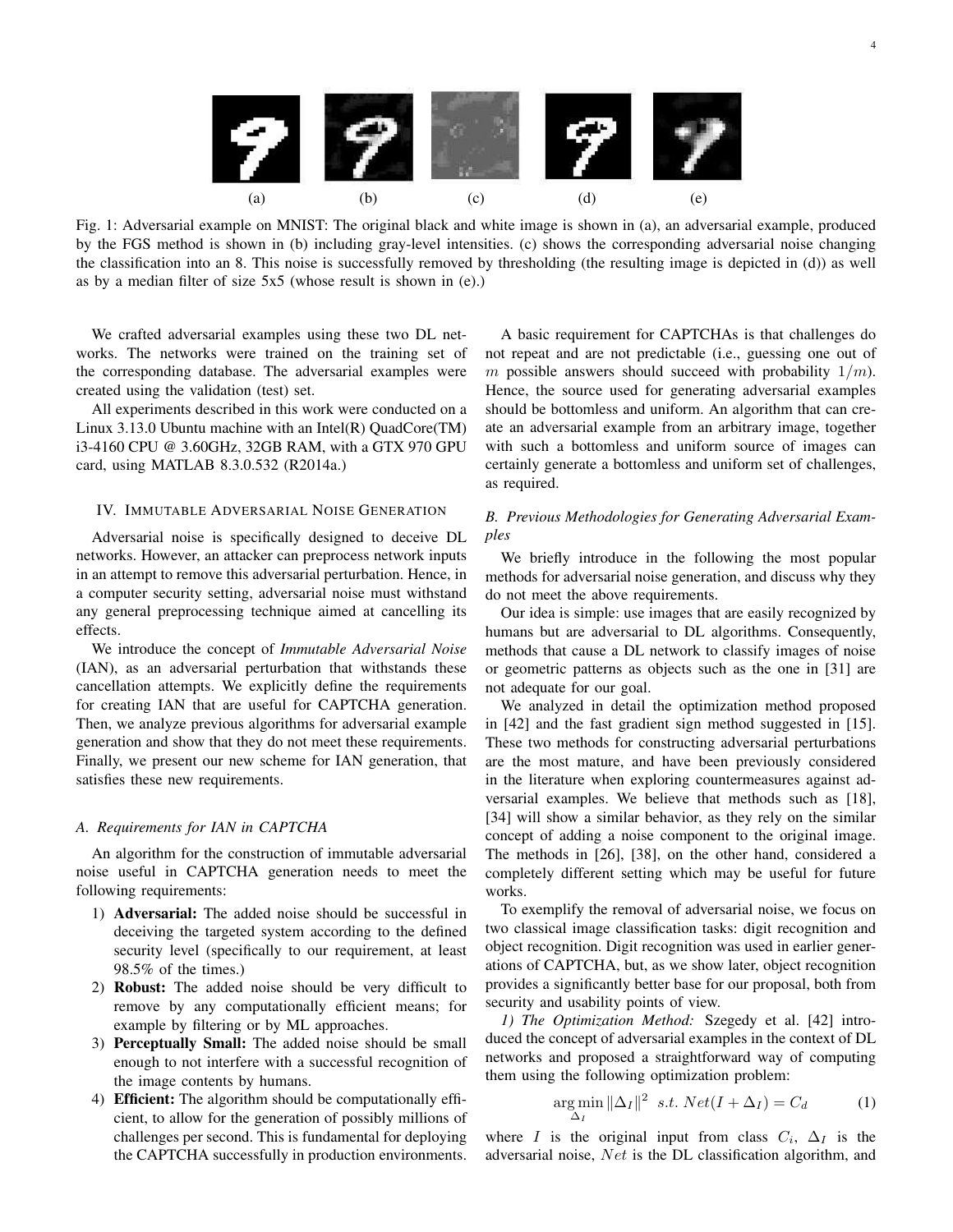(a) (b) (c) (d) (e)

Fig. 1: Adversarial example on MNIST: The original black and white image is shown in (a), an adversarial example, produced by the FGS method is shown in (b) including gray-level intensities. (c) shows the corresponding adversarial noise changing the classification into an 8. This noise is successfully removed by thresholding (the resulting image is depicted in (d)) as well as by a median filter of size 5x5 (whose result is shown in (e).)

We crafted adversarial examples using these two DL networks. The networks were trained on the training set of the corresponding database. The adversarial examples were created using the validation (test) set.

All experiments described in this work were conducted on a Linux 3.13.0 Ubuntu machine with an Intel(R) QuadCore(TM) i3-4160 CPU @ 3.60GHz, 32GB RAM, with a GTX 970 GPU card, using MATLAB 8.3.0.532 (R2014a.)

## IV. Immutable Adversarial Noise Generation

Adversarial noise is specifically designed to deceive DL networks. However, an attacker can preprocess network inputs in an attempt to remove this adversarial perturbation. Hence, in a computer security setting, adversarial noise must withstand any general preprocessing technique aimed at cancelling its effects.

We introduce the concept of *Immutable Adversarial Noise* (IAN), as an adversarial perturbation that withstands these cancellation attempts. We explicitly define the requirements for creating IAN that are useful for CAPTCHA generation. Then, we analyze previous algorithms for adversarial example generation and show that they do not meet these requirements. Finally, we present our new scheme for IAN generation, that satisfies these new requirements.

### A. Requirements for IAN in CAPTCHA

An algorithm for the construction of immutable adversarial noise useful in CAPTCHA generation needs to meet the following requirements:

1) **Adversarial:** The added noise should be successful in deceiving the targeted system according to the defined security level (specifically to our requirement, at least 98.5% of the times.)
2) **Robust:** The added noise should be very difficult to remove by any computationally efficient means; for example by filtering or by ML approaches.
3) **Perceptually Small:** The added noise should be small enough to not interfere with a successful recognition of the image contents by humans.
4) **Efficient:** The algorithm should be computationally efficient, to allow for the generation of possibly millions of challenges per second. This is fundamental for deploying the CAPTCHA successfully in production environments.

A basic requirement for CAPTCHAs is that challenges do not repeat and are not predictable (i.e., guessing one out of $m$ possible answers should succeed with probability $1/m$). Hence, the source used for generating adversarial examples should be bottomless and uniform. An algorithm that can create an adversarial example from an arbitrary image, together with such a bottomless and uniform source of images can certainly generate a bottomless and uniform set of challenges, as required.

### B. Previous Methodologies for Generating Adversarial Examples

We briefly introduce in the following the most popular methods for adversarial noise generation, and discuss why they do not meet the above requirements.

Our idea is simple: use images that are easily recognized by humans but are adversarial to DL algorithms. Consequently, methods that cause a DL network to classify images of noise or geometric patterns as objects such as the one in [31] are not adequate for our goal.

We analyzed in detail the optimization method proposed in [42] and the fast gradient sign method suggested in [15]. These two methods for constructing adversarial perturbations are the most mature, and have been previously considered in the literature when exploring countermeasures against adversarial examples. We believe that methods such as [18], [34] will show a similar behavior, as they rely on the similar concept of adding a noise component to the original image. The methods in [26], [38], on the other hand, considered a completely different setting which may be useful for future works.

To exemplify the removal of adversarial noise, we focus on two classical image classification tasks: digit recognition and object recognition. Digit recognition was used in earlier generations of CAPTCHA, but, as we show later, object recognition provides a significantly better base for our proposal, both from security and usability points of view.

*1) The Optimization Method:* Szegedy et al. [42] introduced the concept of adversarial examples in the context of DL networks and proposed a straightforward way of computing them using the following optimization problem:

$$\arg\min_{\Delta_I} \|\Delta_I\|^2 \;\; s.t. \; Net(I + \Delta_I) = C_d \tag{1}$$

where $I$ is the original input from class $C_i$, $\Delta_I$ is the adversarial noise, $Net$ is the DL classification algorithm, and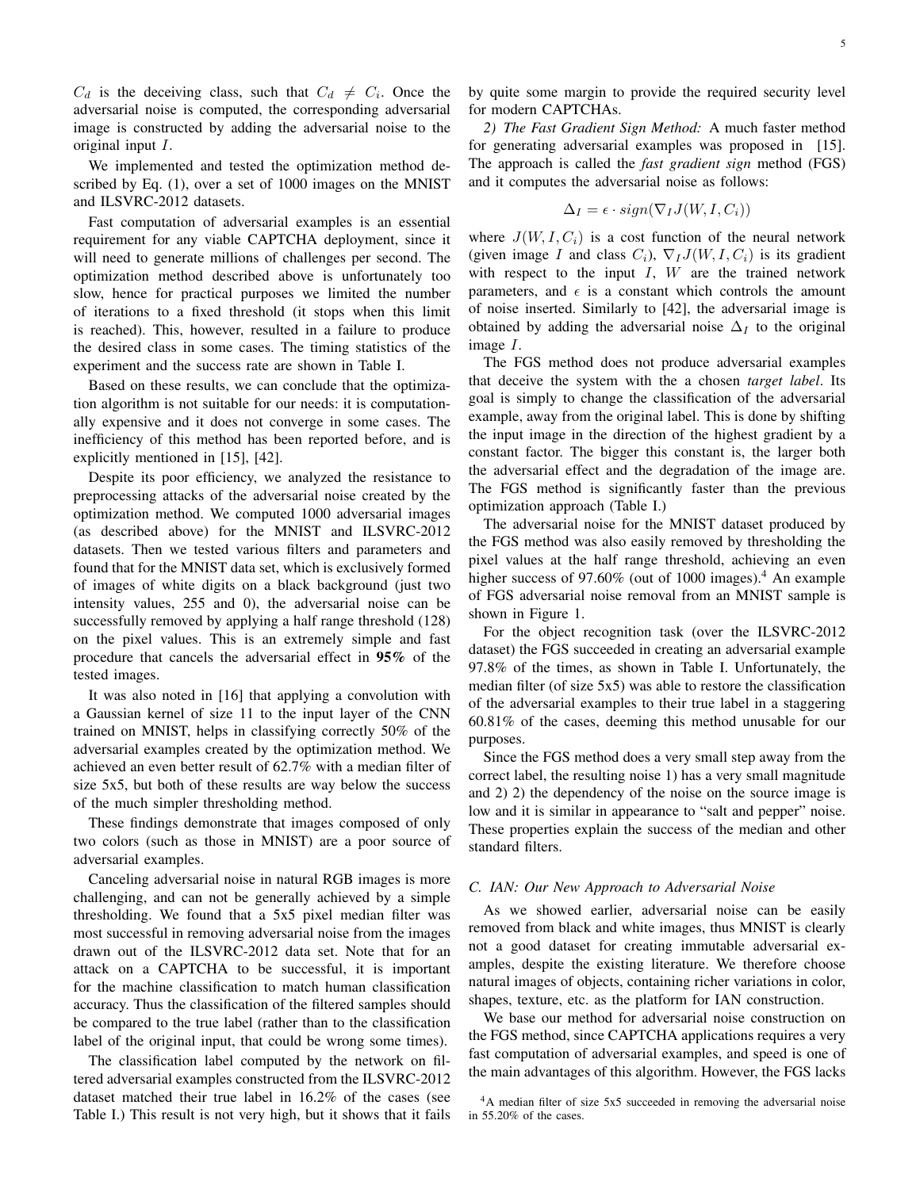$C_d$ is the deceiving class, such that $C_d \neq C_i$. Once the adversarial noise is computed, the corresponding adversarial image is constructed by adding the adversarial noise to the original input $I$.

We implemented and tested the optimization method described by Eq. (1), over a set of 1000 images on the MNIST and ILSVRC-2012 datasets.

Fast computation of adversarial examples is an essential requirement for any viable CAPTCHA deployment, since it will need to generate millions of challenges per second. The optimization method described above is unfortunately too slow, hence for practical purposes we limited the number of iterations to a fixed threshold (it stops when this limit is reached). This, however, resulted in a failure to produce the desired class in some cases. The timing statistics of the experiment and the success rate are shown in Table I.

Based on these results, we can conclude that the optimization algorithm is not suitable for our needs: it is computationally expensive and it does not converge in some cases. The inefficiency of this method has been reported before, and is explicitly mentioned in [15], [42].

Despite its poor efficiency, we analyzed the resistance to preprocessing attacks of the adversarial noise created by the optimization method. We computed 1000 adversarial images (as described above) for the MNIST and ILSVRC-2012 datasets. Then we tested various filters and parameters and found that for the MNIST data set, which is exclusively formed of images of white digits on a black background (just two intensity values, 255 and 0), the adversarial noise can be successfully removed by applying a half range threshold (128) on the pixel values. This is an extremely simple and fast procedure that cancels the adversarial effect in **95%** of the tested images.

It was also noted in [16] that applying a convolution with a Gaussian kernel of size 11 to the input layer of the CNN trained on MNIST, helps in classifying correctly 50% of the adversarial examples created by the optimization method. We achieved an even better result of 62.7% with a median filter of size 5x5, but both of these results are way below the success of the much simpler thresholding method.

These findings demonstrate that images composed of only two colors (such as those in MNIST) are a poor source of adversarial examples.

Canceling adversarial noise in natural RGB images is more challenging, and can not be generally achieved by a simple thresholding. We found that a 5x5 pixel median filter was most successful in removing adversarial noise from the images drawn out of the ILSVRC-2012 data set. Note that for an attack on a CAPTCHA to be successful, it is important for the machine classification to match human classification accuracy. Thus the classification of the filtered samples should be compared to the true label (rather than to the classification label of the original input, that could be wrong some times).

The classification label computed by the network on filtered adversarial examples constructed from the ILSVRC-2012 dataset matched their true label in 16.2% of the cases (see Table I.) This result is not very high, but it shows that it fails by quite some margin to provide the required security level for modern CAPTCHAs.

*2) The Fast Gradient Sign Method:* A much faster method for generating adversarial examples was proposed in [15]. The approach is called the *fast gradient sign* method (FGS) and it computes the adversarial noise as follows:

$$\Delta_I = \epsilon \cdot sign(\nabla_I J(W, I, C_i))$$

where $J(W, I, C_i)$ is a cost function of the neural network (given image $I$ and class $C_i$), $\nabla_I J(W, I, C_i)$ is its gradient with respect to the input $I$, $W$ are the trained network parameters, and $\epsilon$ is a constant which controls the amount of noise inserted. Similarly to [42], the adversarial image is obtained by adding the adversarial noise $\Delta_I$ to the original image $I$.

The FGS method does not produce adversarial examples that deceive the system with the a chosen *target label*. Its goal is simply to change the classification of the adversarial example, away from the original label. This is done by shifting the input image in the direction of the highest gradient by a constant factor. The bigger this constant is, the larger both the adversarial effect and the degradation of the image are. The FGS method is significantly faster than the previous optimization approach (Table I.)

The adversarial noise for the MNIST dataset produced by the FGS method was also easily removed by thresholding the pixel values at the half range threshold, achieving an even higher success of 97.60% (out of 1000 images).[4] An example of FGS adversarial noise removal from an MNIST sample is shown in Figure 1.

For the object recognition task (over the ILSVRC-2012 dataset) the FGS succeeded in creating an adversarial example 97.8% of the times, as shown in Table I. Unfortunately, the median filter (of size 5x5) was able to restore the classification of the adversarial examples to their true label in a staggering 60.81% of the cases, deeming this method unusable for our purposes.

Since the FGS method does a very small step away from the correct label, the resulting noise 1) has a very small magnitude and 2) 2) the dependency of the noise on the source image is low and it is similar in appearance to "salt and pepper" noise. These properties explain the success of the median and other standard filters.

### C. IAN: Our New Approach to Adversarial Noise

As we showed earlier, adversarial noise can be easily removed from black and white images, thus MNIST is clearly not a good dataset for creating immutable adversarial examples, despite the existing literature. We therefore choose natural images of objects, containing richer variations in color, shapes, texture, etc. as the platform for IAN construction.

We base our method for adversarial noise construction on the FGS method, since CAPTCHA applications requires a very fast computation of adversarial examples, and speed is one of the main advantages of this algorithm. However, the FGS lacks

[4]A median filter of size 5x5 succeeded in removing the adversarial noise in 55.20% of the cases.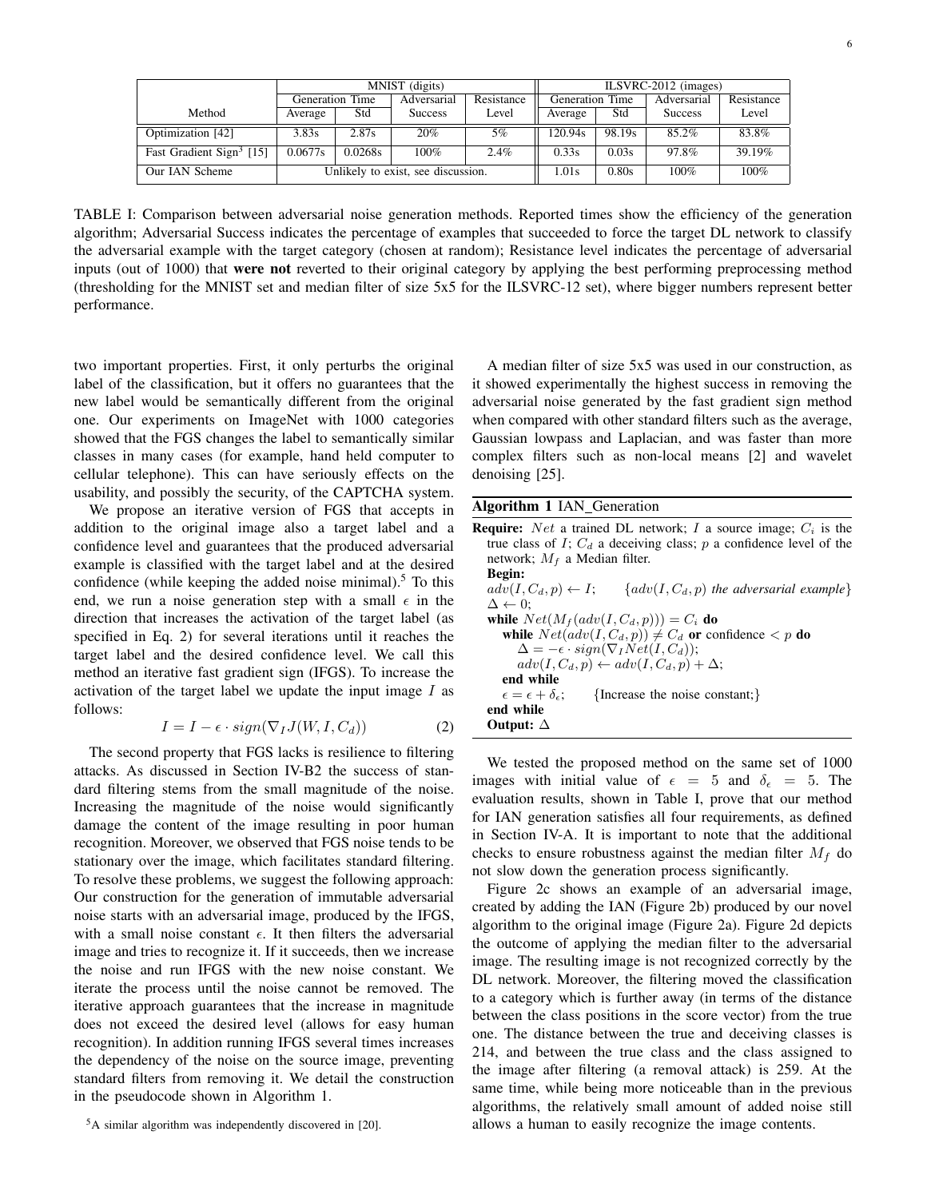| Method | MNIST (digits) | | | | ILSVRC-2012 (images) | | | |
|---|---|---|---|---|---|---|---|---|
| | Generation Time | | Adversarial | Resistance | Generation Time | | Adversarial | Resistance |
| | Average | Std | Success | Level | Average | Std | Success | Level |
| Optimization [42] | 3.83s | 2.87s | 20% | 5% | 120.94s | 98.19s | 85.2% | 83.8% |
| Fast Gradient Sign[3] [15] | 0.0677s | 0.0268s | 100% | 2.4% | 0.33s | 0.03s | 97.8% | 39.19% |
| Our IAN Scheme | Unlikely to exist, see discussion. | | | | 1.01s | 0.80s | 100% | 100% |

TABLE I: Comparison between adversarial noise generation methods. Reported times show the efficiency of the generation algorithm; Adversarial Success indicates the percentage of examples that succeeded to force the target DL network to classify the adversarial example with the target category (chosen at random); Resistance level indicates the percentage of adversarial inputs (out of 1000) that **were not** reverted to their original category by applying the best performing preprocessing method (thresholding for the MNIST set and median filter of size 5x5 for the ILSVRC-12 set), where bigger numbers represent better performance.

two important properties. First, it only perturbs the original label of the classification, but it offers no guarantees that the new label would be semantically different from the original one. Our experiments on ImageNet with 1000 categories showed that the FGS changes the label to semantically similar classes in many cases (for example, hand held computer to cellular telephone). This can have seriously effects on the usability, and possibly the security, of the CAPTCHA system.

We propose an iterative version of FGS that accepts in addition to the original image also a target label and a confidence level and guarantees that the produced adversarial example is classified with the target label and at the desired confidence (while keeping the added noise minimal).[5] To this end, we run a noise generation step with a small $\epsilon$ in the direction that increases the activation of the target label (as specified in Eq. 2) for several iterations until it reaches the target label and the desired confidence level. We call this method an iterative fast gradient sign (IFGS). To increase the activation of the target label we update the input image $I$ as follows:

$$I = I - \epsilon \cdot sign(\nabla_I J(W, I, C_d)) \tag{2}$$

The second property that FGS lacks is resilience to filtering attacks. As discussed in Section IV-B2 the success of standard filtering stems from the small magnitude of the noise. Increasing the magnitude of the noise would significantly damage the content of the image resulting in poor human recognition. Moreover, we observed that FGS noise tends to be stationary over the image, which facilitates standard filtering. To resolve these problems, we suggest the following approach: Our construction for the generation of immutable adversarial noise starts with an adversarial image, produced by the IFGS, with a small noise constant $\epsilon$. It then filters the adversarial image and tries to recognize it. If it succeeds, then we increase the noise and run IFGS with the new noise constant. We iterate the process until the noise cannot be removed. The iterative approach guarantees that the increase in magnitude does not exceed the desired level (allows for easy human recognition). In addition running IFGS several times increases the dependency of the noise on the source image, preventing standard filters from removing it. We detail the construction in the pseudocode shown in Algorithm 1.

[5]A similar algorithm was independently discovered in [20].

A median filter of size 5x5 was used in our construction, as it showed experimentally the highest success in removing the adversarial noise generated by the fast gradient sign method when compared with other standard filters such as the average, Gaussian lowpass and Laplacian, and was faster than more complex filters such as non-local means [2] and wavelet denoising [25].

**Algorithm 1** IAN_Generation

**Require:** $Net$ a trained DL network; $I$ a source image; $C_i$ is the true class of $I$; $C_d$ a deceiving class; $p$ a confidence level of the network; $M_f$ a Median filter.
**Begin:**
$adv(I, C_d, p) \leftarrow I$; $\{adv(I, C_d, p)$ *the adversarial example*$\}$
$\Delta \leftarrow 0$;
**while** $Net(M_f(adv(I, C_d, p))) = C_i$ **do**
  **while** $Net(adv(I, C_d, p)) \neq C_d$ **or** confidence $< p$ **do**
    $\Delta = -\epsilon \cdot sign(\nabla_I Net(I, C_d))$;
    $adv(I, C_d, p) \leftarrow adv(I, C_d, p) + \Delta$;
  **end while**
  $\epsilon = \epsilon + \delta_\epsilon$; {Increase the noise constant;}
**end while**
**Output:** $\Delta$

We tested the proposed method on the same set of 1000 images with initial value of $\epsilon = 5$ and $\delta_\epsilon = 5$. The evaluation results, shown in Table I, prove that our method for IAN generation satisfies all four requirements, as defined in Section IV-A. It is important to note that the additional checks to ensure robustness against the median filter $M_f$ do not slow down the generation process significantly.

Figure 2c shows an example of an adversarial image, created by adding the IAN (Figure 2b) produced by our novel algorithm to the original image (Figure 2a). Figure 2d depicts the outcome of applying the median filter to the adversarial image. The resulting image is not recognized correctly by the DL network. Moreover, the filtering moved the classification to a category which is further away (in terms of the distance between the class positions in the score vector) from the true one. The distance between the true and deceiving classes is 214, and between the true class and the class assigned to the image after filtering (a removal attack) is 259. At the same time, while being more noticeable than in the previous algorithms, the relatively small amount of added noise still allows a human to easily recognize the image contents.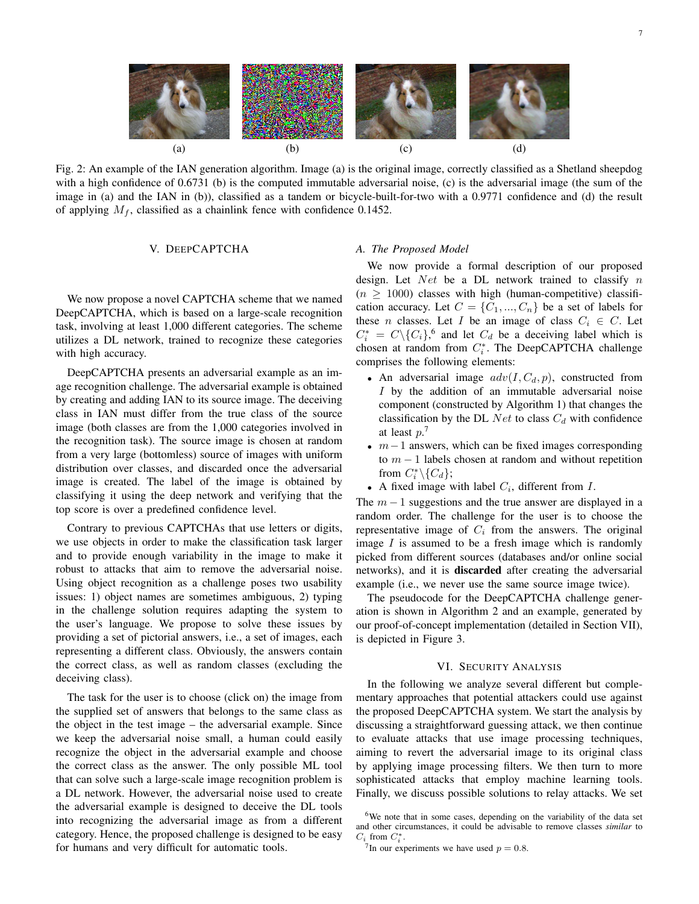(a) (b) (c) (d)

Fig. 2: An example of the IAN generation algorithm. Image (a) is the original image, correctly classified as a Shetland sheepdog with a high confidence of 0.6731 (b) is the computed immutable adversarial noise, (c) is the adversarial image (the sum of the image in (a) and the IAN in (b)), classified as a tandem or bicycle-built-for-two with a 0.9771 confidence and (d) the result of applying $M_f$, classified as a chainlink fence with confidence 0.1452.

## V. DeepCAPTCHA

We now propose a novel CAPTCHA scheme that we named DeepCAPTCHA, which is based on a large-scale recognition task, involving at least 1,000 different categories. The scheme utilizes a DL network, trained to recognize these categories with high accuracy.

DeepCAPTCHA presents an adversarial example as an image recognition challenge. The adversarial example is obtained by creating and adding IAN to its source image. The deceiving class in IAN must differ from the true class of the source image (both classes are from the 1,000 categories involved in the recognition task). The source image is chosen at random from a very large (bottomless) source of images with uniform distribution over classes, and discarded once the adversarial image is created. The label of the image is obtained by classifying it using the deep network and verifying that the top score is over a predefined confidence level.

Contrary to previous CAPTCHAs that use letters or digits, we use objects in order to make the classification task larger and to provide enough variability in the image to make it robust to attacks that aim to remove the adversarial noise. Using object recognition as a challenge poses two usability issues: 1) object names are sometimes ambiguous, 2) typing in the challenge solution requires adapting the system to the user's language. We propose to solve these issues by providing a set of pictorial answers, i.e., a set of images, each representing a different class. Obviously, the answers contain the correct class, as well as random classes (excluding the deceiving class).

The task for the user is to choose (click on) the image from the supplied set of answers that belongs to the same class as the object in the test image – the adversarial example. Since we keep the adversarial noise small, a human could easily recognize the object in the adversarial example and choose the correct class as the answer. The only possible ML tool that can solve such a large-scale image recognition problem is a DL network. However, the adversarial noise used to create the adversarial example is designed to deceive the DL tools into recognizing the adversarial image as from a different category. Hence, the proposed challenge is designed to be easy for humans and very difficult for automatic tools.

### A. The Proposed Model

We now provide a formal description of our proposed design. Let $Net$ be a DL network trained to classify $n$ ($n \geq 1000$) classes with high (human-competitive) classification accuracy. Let $C = \{C_1, ..., C_n\}$ be a set of labels for these $n$ classes. Let $I$ be an image of class $C_i \in C$. Let $C_i^* = C \backslash \{C_i\}$,[6] and let $C_d$ be a deceiving label which is chosen at random from $C_i^*$. The DeepCAPTCHA challenge comprises the following elements:

- An adversarial image $adv(I, C_d, p)$, constructed from $I$ by the addition of an immutable adversarial noise component (constructed by Algorithm 1) that changes the classification by the DL $Net$ to class $C_d$ with confidence at least $p$.[7]
- $m-1$ answers, which can be fixed images corresponding to $m-1$ labels chosen at random and without repetition from $C_i^* \backslash \{C_d\}$;
- A fixed image with label $C_i$, different from $I$.

The $m-1$ suggestions and the true answer are displayed in a random order. The challenge for the user is to choose the representative image of $C_i$ from the answers. The original image $I$ is assumed to be a fresh image which is randomly picked from different sources (databases and/or online social networks), and it is **discarded** after creating the adversarial example (i.e., we never use the same source image twice).

The pseudocode for the DeepCAPTCHA challenge generation is shown in Algorithm 2 and an example, generated by our proof-of-concept implementation (detailed in Section VII), is depicted in Figure 3.

## VI. Security Analysis

In the following we analyze several different but complementary approaches that potential attackers could use against the proposed DeepCAPTCHA system. We start the analysis by discussing a straightforward guessing attack, we then continue to evaluate attacks that use image processing techniques, aiming to revert the adversarial image to its original class by applying image processing filters. We then turn to more sophisticated attacks that employ machine learning tools. Finally, we discuss possible solutions to relay attacks. We set

[6] We note that in some cases, depending on the variability of the data set and other circumstances, it could be advisable to remove classes *similar* to $C_i$ from $C_i^*$.

[7] In our experiments we have used $p = 0.8$.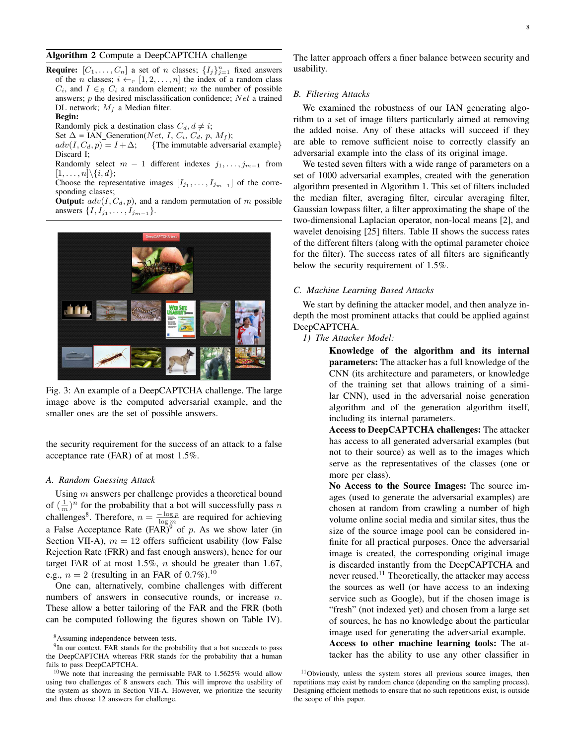**Algorithm 2** Compute a DeepCAPTCHA challenge

**Require:** $[C_1, \ldots, C_n]$ a set of $n$ classes; $\{I_j\}_{j=1}^n$ fixed answers of the $n$ classes; $i \leftarrow_r [1, 2, \ldots, n]$ the index of a random class $C_i$, and $I \in_R C_i$ a random element; $m$ the number of possible answers; $p$ the desired misclassification confidence; $Net$ a trained DL network; $M_f$ a Median filter.

**Begin:**

Randomly pick a destination class $C_d, d \neq i$;

Set $\Delta$ = IAN_Generation($Net$, $I$, $C_i$, $C_d$, $p$, $M_f$);

$adv(I, C_d, p) = I + \Delta$; {The immutable adversarial example}

Discard I;

Randomly select $m-1$ different indexes $j_1, \ldots, j_{m-1}$ from $[1, \ldots, n] \backslash \{i, d\}$;

Choose the representative images $[I_{j_1}, \ldots, I_{j_{m-1}}]$ of the corresponding classes;

**Output:** $adv(I, C_d, p)$, and a random permutation of $m$ possible answers $\{I, I_{j_1}, \ldots, I_{j_{m-1}}\}$.

Fig. 3: An example of a DeepCAPTCHA challenge. The large image above is the computed adversarial example, and the smaller ones are the set of possible answers.

the security requirement for the success of an attack to a false acceptance rate (FAR) of at most 1.5%.

### A. Random Guessing Attack

Using $m$ answers per challenge provides a theoretical bound of $(\frac{1}{m})^n$ for the probability that a bot will successfully pass $n$ challenges[8]. Therefore, $n = \frac{-\log p}{\log m}$ are required for achieving a False Acceptance Rate (FAR)[9] of $p$. As we show later (in Section VII-A), $m = 12$ offers sufficient usability (low False Rejection Rate (FRR) and fast enough answers), hence for our target FAR of at most 1.5%, $n$ should be greater than 1.67, e.g., $n = 2$ (resulting in an FAR of 0.7%).[10]

One can, alternatively, combine challenges with different numbers of answers in consecutive rounds, or increase $n$. These allow a better tailoring of the FAR and the FRR (both can be computed following the figures shown on Table IV). The latter approach offers a finer balance between security and usability.

### B. Filtering Attacks

We examined the robustness of our IAN generating algorithm to a set of image filters particularly aimed at removing the added noise. Any of these attacks will succeed if they are able to remove sufficient noise to correctly classify an adversarial example into the class of its original image.

We tested seven filters with a wide range of parameters on a set of 1000 adversarial examples, created with the generation algorithm presented in Algorithm 1. This set of filters included the median filter, averaging filter, circular averaging filter, Gaussian lowpass filter, a filter approximating the shape of the two-dimensional Laplacian operator, non-local means [2], and wavelet denoising [25] filters. Table II shows the success rates of the different filters (along with the optimal parameter choice for the filter). The success rates of all filters are significantly below the security requirement of 1.5%.

### C. Machine Learning Based Attacks

We start by defining the attacker model, and then analyze in-depth the most prominent attacks that could be applied against DeepCAPTCHA.

#### 1) The Attacker Model:

**Knowledge of the algorithm and its internal parameters:** The attacker has a full knowledge of the CNN (its architecture and parameters, or knowledge of the training set that allows training of a similar CNN), used in the adversarial noise generation algorithm and of the generation algorithm itself, including its internal parameters.

**Access to DeepCAPTCHA challenges:** The attacker has access to all generated adversarial examples (but not to their source) as well as to the images which serve as the representatives of the classes (one or more per class).

**No Access to the Source Images:** The source images (used to generate the adversarial examples) are chosen at random from crawling a number of high volume online social media and similar sites, thus the size of the source image pool can be considered infinite for all practical purposes. Once the adversarial image is created, the corresponding original image is discarded instantly from the DeepCAPTCHA and never reused.[11] Theoretically, the attacker may access the sources as well (or have access to an indexing service such as Google), but if the chosen image is "fresh" (not indexed yet) and chosen from a large set of sources, he has no knowledge about the particular image used for generating the adversarial example.

**Access to other machine learning tools:** The attacker has the ability to use any other classifier in

---

[8] Assuming independence between tests.

[9] In our context, FAR stands for the probability that a bot succeeds to pass the DeepCAPTCHA whereas FRR stands for the probability that a human fails to pass DeepCAPTCHA.

[10] We note that increasing the permissable FAR to 1.5625% would allow using two challenges of 8 answers each. This will improve the usability of the system as shown in Section VII-A. However, we prioritize the security and thus choose 12 answers for challenge.

[11] Obviously, unless the system stores all previous source images, then repetitions may exist by random chance (depending on the sampling process). Designing efficient methods to ensure that no such repetitions exist, is outside the scope of this paper.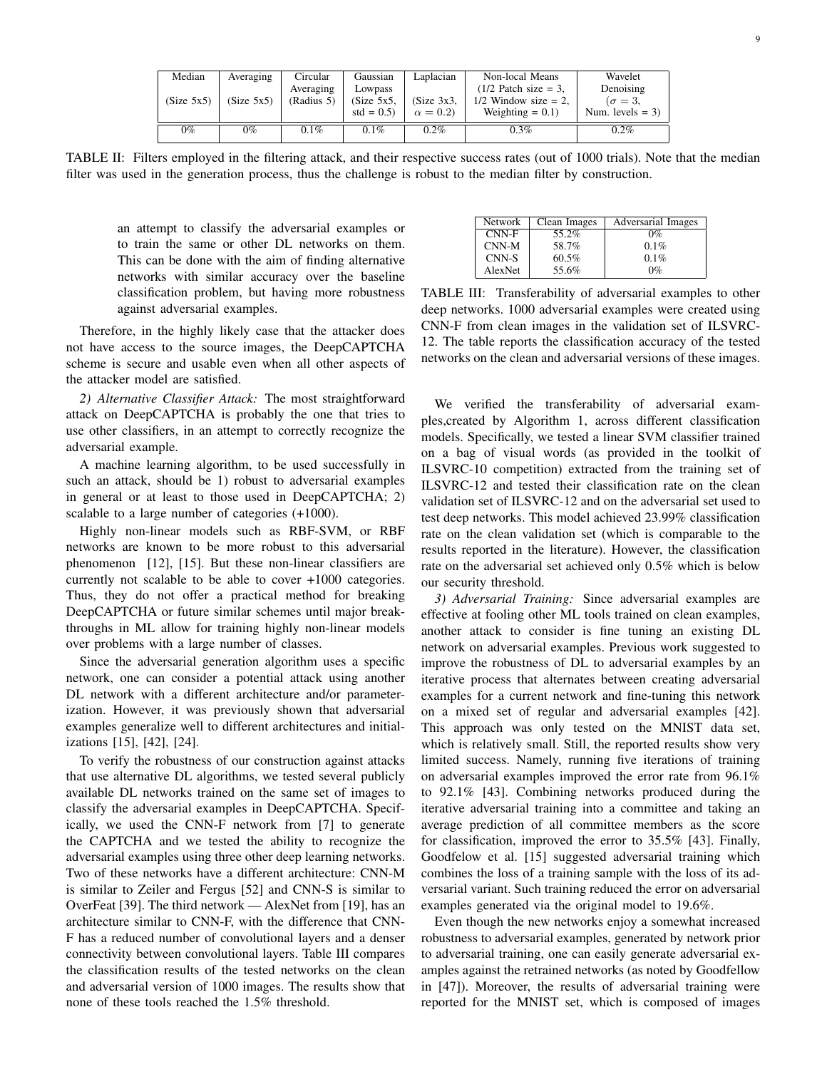| Median | Averaging | Circular Averaging | Gaussian Lowpass | Laplacian | Non-local Means | Wavelet Denoising |
|---|---|---|---|---|---|---|
| (Size 5x5) | (Size 5x5) | (Radius 5) | (Size 5x5, std = 0.5) | (Size 3x3, $\alpha = 0.2$) | (1/2 Patch size = 3, 1/2 Window size = 2, Weighting = 0.1) | ($\sigma = 3$, Num. levels = 3) |
| 0% | 0% | 0.1% | 0.1% | 0.2% | 0.3% | 0.2% |

TABLE II: Filters employed in the filtering attack, and their respective success rates (out of 1000 trials). Note that the median filter was used in the generation process, thus the challenge is robust to the median filter by construction.

an attempt to classify the adversarial examples or to train the same or other DL networks on them. This can be done with the aim of finding alternative networks with similar accuracy over the baseline classification problem, but having more robustness against adversarial examples.

Therefore, in the highly likely case that the attacker does not have access to the source images, the DeepCAPTCHA scheme is secure and usable even when all other aspects of the attacker model are satisfied.

*2) Alternative Classifier Attack:* The most straightforward attack on DeepCAPTCHA is probably the one that tries to use other classifiers, in an attempt to correctly recognize the adversarial example.

A machine learning algorithm, to be used successfully in such an attack, should be 1) robust to adversarial examples in general or at least to those used in DeepCAPTCHA; 2) scalable to a large number of categories (+1000).

Highly non-linear models such as RBF-SVM, or RBF networks are known to be more robust to this adversarial phenomenon [12], [15]. But these non-linear classifiers are currently not scalable to be able to cover +1000 categories. Thus, they do not offer a practical method for breaking DeepCAPTCHA or future similar schemes until major breakthroughs in ML allow for training highly non-linear models over problems with a large number of classes.

Since the adversarial generation algorithm uses a specific network, one can consider a potential attack using another DL network with a different architecture and/or parameterization. However, it was previously shown that adversarial examples generalize well to different architectures and initializations [15], [42], [24].

To verify the robustness of our construction against attacks that use alternative DL algorithms, we tested several publicly available DL networks trained on the same set of images to classify the adversarial examples in DeepCAPTCHA. Specifically, we used the CNN-F network from [7] to generate the CAPTCHA and we tested the ability to recognize the adversarial examples using three other deep learning networks. Two of these networks have a different architecture: CNN-M is similar to Zeiler and Fergus [52] and CNN-S is similar to OverFeat [39]. The third network — AlexNet from [19], has an architecture similar to CNN-F, with the difference that CNN-F has a reduced number of convolutional layers and a denser connectivity between convolutional layers. Table III compares the classification results of the tested networks on the clean and adversarial version of 1000 images. The results show that none of these tools reached the 1.5% threshold.

| Network | Clean Images | Adversarial Images |
|---|---|---|
| CNN-F | 55.2% | 0% |
| CNN-M | 58.7% | 0.1% |
| CNN-S | 60.5% | 0.1% |
| AlexNet | 55.6% | 0% |

TABLE III: Transferability of adversarial examples to other deep networks. 1000 adversarial examples were created using CNN-F from clean images in the validation set of ILSVRC-12. The table reports the classification accuracy of the tested networks on the clean and adversarial versions of these images.

We verified the transferability of adversarial examples,created by Algorithm 1, across different classification models. Specifically, we tested a linear SVM classifier trained on a bag of visual words (as provided in the toolkit of ILSVRC-10 competition) extracted from the training set of ILSVRC-12 and tested their classification rate on the clean validation set of ILSVRC-12 and on the adversarial set used to test deep networks. This model achieved 23.99% classification rate on the clean validation set (which is comparable to the results reported in the literature). However, the classification rate on the adversarial set achieved only 0.5% which is below our security threshold.

*3) Adversarial Training:* Since adversarial examples are effective at fooling other ML tools trained on clean examples, another attack to consider is fine tuning an existing DL network on adversarial examples. Previous work suggested to improve the robustness of DL to adversarial examples by an iterative process that alternates between creating adversarial examples for a current network and fine-tuning this network on a mixed set of regular and adversarial examples [42]. This approach was only tested on the MNIST data set, which is relatively small. Still, the reported results show very limited success. Namely, running five iterations of training on adversarial examples improved the error rate from 96.1% to 92.1% [43]. Combining networks produced during the iterative adversarial training into a committee and taking an average prediction of all committee members as the score for classification, improved the error to 35.5% [43]. Finally, Goodfelow et al. [15] suggested adversarial training which combines the loss of a training sample with the loss of its adversarial variant. Such training reduced the error on adversarial examples generated via the original model to 19.6%.

Even though the new networks enjoy a somewhat increased robustness to adversarial examples, generated by network prior to adversarial training, one can easily generate adversarial examples against the retrained networks (as noted by Goodfellow in [47]). Moreover, the results of adversarial training were reported for the MNIST set, which is composed of images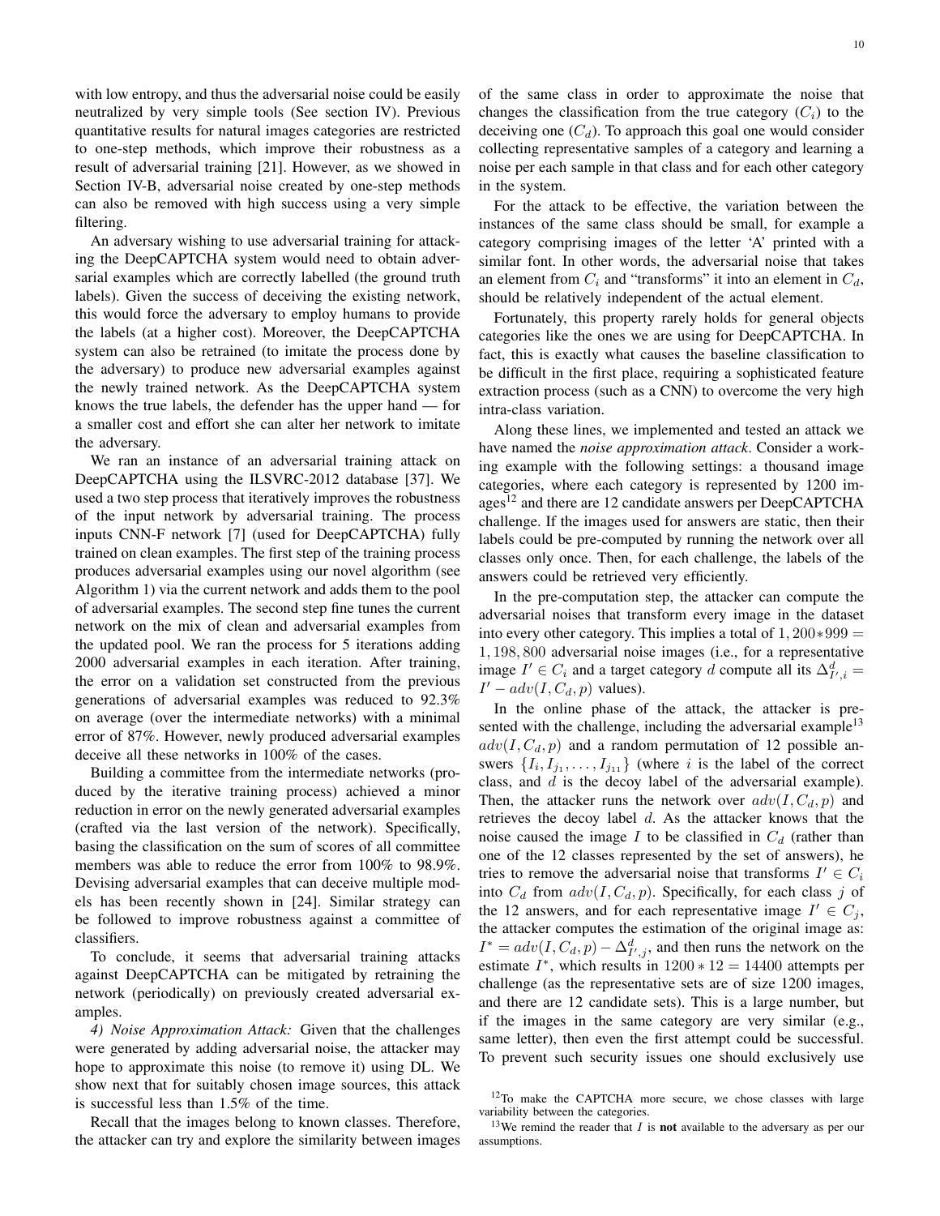with low entropy, and thus the adversarial noise could be easily neutralized by very simple tools (See section IV). Previous quantitative results for natural images categories are restricted to one-step methods, which improve their robustness as a result of adversarial training [21]. However, as we showed in Section IV-B, adversarial noise created by one-step methods can also be removed with high success using a very simple filtering.

An adversary wishing to use adversarial training for attacking the DeepCAPTCHA system would need to obtain adversarial examples which are correctly labelled (the ground truth labels). Given the success of deceiving the existing network, this would force the adversary to employ humans to provide the labels (at a higher cost). Moreover, the DeepCAPTCHA system can also be retrained (to imitate the process done by the adversary) to produce new adversarial examples against the newly trained network. As the DeepCAPTCHA system knows the true labels, the defender has the upper hand — for a smaller cost and effort she can alter her network to imitate the adversary.

We ran an instance of an adversarial training attack on DeepCAPTCHA using the ILSVRC-2012 database [37]. We used a two step process that iteratively improves the robustness of the input network by adversarial training. The process inputs CNN-F network [7] (used for DeepCAPTCHA) fully trained on clean examples. The first step of the training process produces adversarial examples using our novel algorithm (see Algorithm 1) via the current network and adds them to the pool of adversarial examples. The second step fine tunes the current network on the mix of clean and adversarial examples from the updated pool. We ran the process for 5 iterations adding 2000 adversarial examples in each iteration. After training, the error on a validation set constructed from the previous generations of adversarial examples was reduced to 92.3% on average (over the intermediate networks) with a minimal error of 87%. However, newly produced adversarial examples deceive all these networks in 100% of the cases.

Building a committee from the intermediate networks (produced by the iterative training process) achieved a minor reduction in error on the newly generated adversarial examples (crafted via the last version of the network). Specifically, basing the classification on the sum of scores of all committee members was able to reduce the error from 100% to 98.9%. Devising adversarial examples that can deceive multiple models has been recently shown in [24]. Similar strategy can be followed to improve robustness against a committee of classifiers.

To conclude, it seems that adversarial training attacks against DeepCAPTCHA can be mitigated by retraining the network (periodically) on previously created adversarial examples.

*4) Noise Approximation Attack:* Given that the challenges were generated by adding adversarial noise, the attacker may hope to approximate this noise (to remove it) using DL. We show next that for suitably chosen image sources, this attack is successful less than 1.5% of the time.

Recall that the images belong to known classes. Therefore, the attacker can try and explore the similarity between images of the same class in order to approximate the noise that changes the classification from the true category ($C_i$) to the deceiving one ($C_d$). To approach this goal one would consider collecting representative samples of a category and learning a noise per each sample in that class and for each other category in the system.

For the attack to be effective, the variation between the instances of the same class should be small, for example a category comprising images of the letter 'A' printed with a similar font. In other words, the adversarial noise that takes an element from $C_i$ and "transforms" it into an element in $C_d$, should be relatively independent of the actual element.

Fortunately, this property rarely holds for general objects categories like the ones we are using for DeepCAPTCHA. In fact, this is exactly what causes the baseline classification to be difficult in the first place, requiring a sophisticated feature extraction process (such as a CNN) to overcome the very high intra-class variation.

Along these lines, we implemented and tested an attack we have named the *noise approximation attack*. Consider a working example with the following settings: a thousand image categories, where each category is represented by 1200 images[12] and there are 12 candidate answers per DeepCAPTCHA challenge. If the images used for answers are static, then their labels could be pre-computed by running the network over all classes only once. Then, for each challenge, the labels of the answers could be retrieved very efficiently.

In the pre-computation step, the attacker can compute the adversarial noises that transform every image in the dataset into every other category. This implies a total of $1,200*999 = 1,198,800$ adversarial noise images (i.e., for a representative image $I' \in C_i$ and a target category $d$ compute all its $\Delta^d_{I',i} = I' - adv(I, C_d, p)$ values).

In the online phase of the attack, the attacker is presented with the challenge, including the adversarial example[13] $adv(I, C_d, p)$ and a random permutation of 12 possible answers $\{I_i, I_{j_1}, \ldots, I_{j_{11}}\}$ (where $i$ is the label of the correct class, and $d$ is the decoy label of the adversarial example). Then, the attacker runs the network over $adv(I, C_d, p)$ and retrieves the decoy label $d$. As the attacker knows that the noise caused the image $I$ to be classified in $C_d$ (rather than one of the 12 classes represented by the set of answers), he tries to remove the adversarial noise that transforms $I' \in C_i$ into $C_d$ from $adv(I, C_d, p)$. Specifically, for each class $j$ of the 12 answers, and for each representative image $I' \in C_j$, the attacker computes the estimation of the original image as: $I^* = adv(I, C_d, p) - \Delta^d_{I',j}$, and then runs the network on the estimate $I^*$, which results in $1200 * 12 = 14400$ attempts per challenge (as the representative sets are of size 1200 images, and there are 12 candidate sets). This is a large number, but if the images in the same category are very similar (e.g., same letter), then even the first attempt could be successful. To prevent such security issues one should exclusively use

[12] To make the CAPTCHA more secure, we chose classes with large variability between the categories.

[13] We remind the reader that $I$ is **not** available to the adversary as per our assumptions.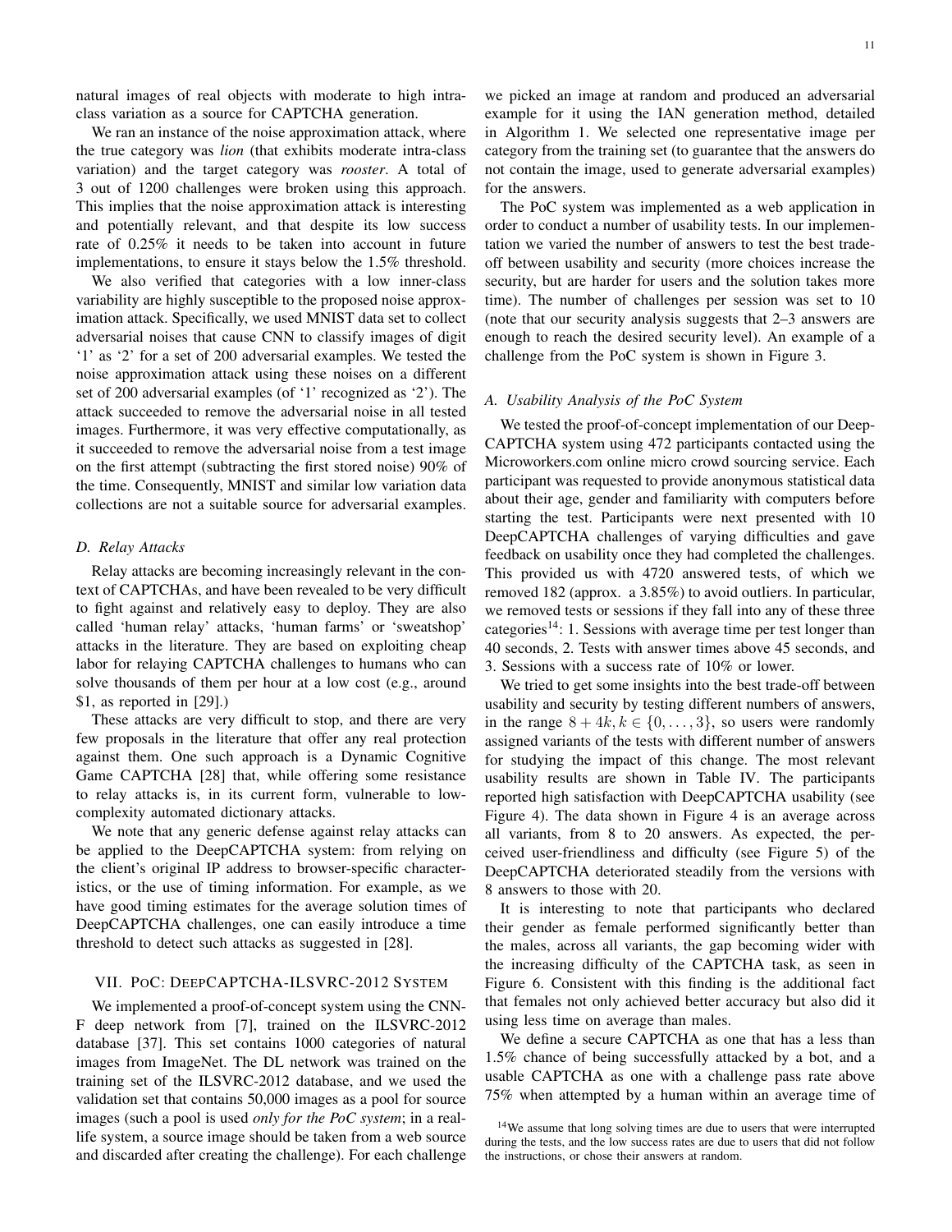natural images of real objects with moderate to high intra-class variation as a source for CAPTCHA generation.

We ran an instance of the noise approximation attack, where the true category was *lion* (that exhibits moderate intra-class variation) and the target category was *rooster*. A total of 3 out of 1200 challenges were broken using this approach. This implies that the noise approximation attack is interesting and potentially relevant, and that despite its low success rate of 0.25% it needs to be taken into account in future implementations, to ensure it stays below the 1.5% threshold.

We also verified that categories with a low inner-class variability are highly susceptible to the proposed noise approximation attack. Specifically, we used MNIST data set to collect adversarial noises that cause CNN to classify images of digit '1' as '2' for a set of 200 adversarial examples. We tested the noise approximation attack using these noises on a different set of 200 adversarial examples (of '1' recognized as '2'). The attack succeeded to remove the adversarial noise in all tested images. Furthermore, it was very effective computationally, as it succeeded to remove the adversarial noise from a test image on the first attempt (subtracting the first stored noise) 90% of the time. Consequently, MNIST and similar low variation data collections are not a suitable source for adversarial examples.

### D. Relay Attacks

Relay attacks are becoming increasingly relevant in the context of CAPTCHAs, and have been revealed to be very difficult to fight against and relatively easy to deploy. They are also called 'human relay' attacks, 'human farms' or 'sweatshop' attacks in the literature. They are based on exploiting cheap labor for relaying CAPTCHA challenges to humans who can solve thousands of them per hour at a low cost (e.g., around \$1, as reported in [29].)

These attacks are very difficult to stop, and there are very few proposals in the literature that offer any real protection against them. One such approach is a Dynamic Cognitive Game CAPTCHA [28] that, while offering some resistance to relay attacks is, in its current form, vulnerable to low-complexity automated dictionary attacks.

We note that any generic defense against relay attacks can be applied to the DeepCAPTCHA system: from relying on the client's original IP address to browser-specific characteristics, or the use of timing information. For example, as we have good timing estimates for the average solution times of DeepCAPTCHA challenges, one can easily introduce a time threshold to detect such attacks as suggested in [28].

## VII. PoC: DeepCAPTCHA-ILSVRC-2012 System

We implemented a proof-of-concept system using the CNN-F deep network from [7], trained on the ILSVRC-2012 database [37]. This set contains 1000 categories of natural images from ImageNet. The DL network was trained on the training set of the ILSVRC-2012 database, and we used the validation set that contains 50,000 images as a pool for source images (such a pool is used *only for the PoC system*; in a real-life system, a source image should be taken from a web source and discarded after creating the challenge). For each challenge we picked an image at random and produced an adversarial example for it using the IAN generation method, detailed in Algorithm 1. We selected one representative image per category from the training set (to guarantee that the answers do not contain the image, used to generate adversarial examples) for the answers.

The PoC system was implemented as a web application in order to conduct a number of usability tests. In our implementation we varied the number of answers to test the best trade-off between usability and security (more choices increase the security, but are harder for users and the solution takes more time). The number of challenges per session was set to 10 (note that our security analysis suggests that 2–3 answers are enough to reach the desired security level). An example of a challenge from the PoC system is shown in Figure 3.

### A. Usability Analysis of the PoC System

We tested the proof-of-concept implementation of our DeepCAPTCHA system using 472 participants contacted using the Microworkers.com online micro crowd sourcing service. Each participant was requested to provide anonymous statistical data about their age, gender and familiarity with computers before starting the test. Participants were next presented with 10 DeepCAPTCHA challenges of varying difficulties and gave feedback on usability once they had completed the challenges. This provided us with 4720 answered tests, of which we removed 182 (approx. a 3.85%) to avoid outliers. In particular, we removed tests or sessions if they fall into any of these three categories[14]: 1. Sessions with average time per test longer than 40 seconds, 2. Tests with answer times above 45 seconds, and 3. Sessions with a success rate of 10% or lower.

We tried to get some insights into the best trade-off between usability and security by testing different numbers of answers, in the range $8 + 4k, k \in \{0, \ldots, 3\}$, so users were randomly assigned variants of the tests with different number of answers for studying the impact of this change. The most relevant usability results are shown in Table IV. The participants reported high satisfaction with DeepCAPTCHA usability (see Figure 4). The data shown in Figure 4 is an average across all variants, from 8 to 20 answers. As expected, the perceived user-friendliness and difficulty (see Figure 5) of the DeepCAPTCHA deteriorated steadily from the versions with 8 answers to those with 20.

It is interesting to note that participants who declared their gender as female performed significantly better than the males, across all variants, the gap becoming wider with the increasing difficulty of the CAPTCHA task, as seen in Figure 6. Consistent with this finding is the additional fact that females not only achieved better accuracy but also did it using less time on average than males.

We define a secure CAPTCHA as one that has a less than 1.5% chance of being successfully attacked by a bot, and a usable CAPTCHA as one with a challenge pass rate above 75% when attempted by a human within an average time of

[14] We assume that long solving times are due to users that were interrupted during the tests, and the low success rates are due to users that did not follow the instructions, or chose their answers at random.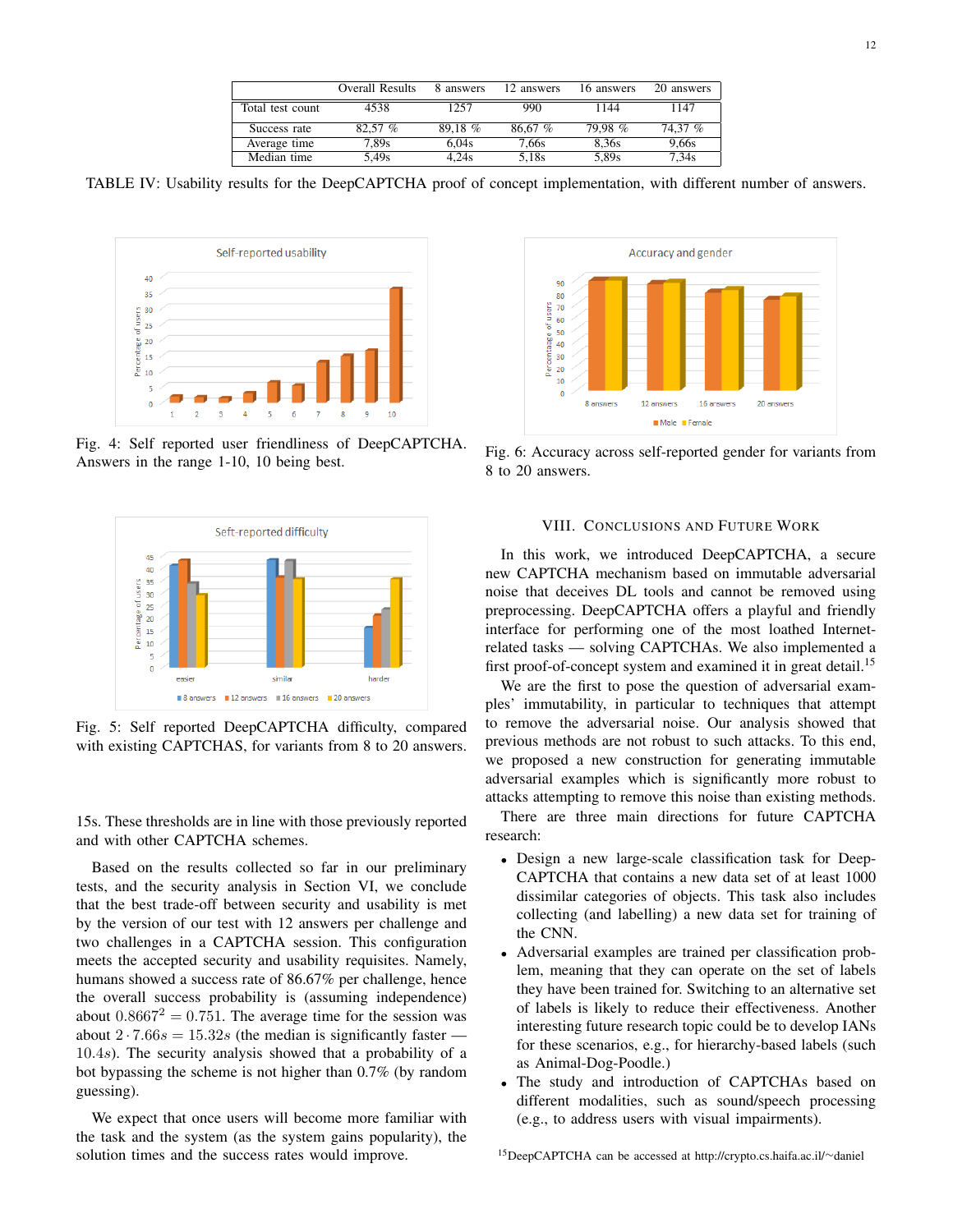|  | Overall Results | 8 answers | 12 answers | 16 answers | 20 answers |
|---|---|---|---|---|---|
| Total test count | 4538 | 1257 | 990 | 1144 | 1147 |
| Success rate | 82,57 % | 89,18 % | 86,67 % | 79,98 % | 74,37 % |
| Average time | 7,89s | 6,04s | 7,66s | 8,36s | 9,66s |
| Median time | 5,49s | 4,24s | 5,18s | 5,89s | 7,34s |

TABLE IV: Usability results for the DeepCAPTCHA proof of concept implementation, with different number of answers.

Fig. 4: Self reported user friendliness of DeepCAPTCHA. Answers in the range 1-10, 10 being best.

Fig. 6: Accuracy across self-reported gender for variants from 8 to 20 answers.

Fig. 5: Self reported DeepCAPTCHA difficulty, compared with existing CAPTCHAS, for variants from 8 to 20 answers.

15s. These thresholds are in line with those previously reported and with other CAPTCHA schemes.

Based on the results collected so far in our preliminary tests, and the security analysis in Section VI, we conclude that the best trade-off between security and usability is met by the version of our test with 12 answers per challenge and two challenges in a CAPTCHA session. This configuration meets the accepted security and usability requisites. Namely, humans showed a success rate of 86.67% per challenge, hence the overall success probability is (assuming independence) about $0.8667^2 = 0.751$. The average time for the session was about $2 \cdot 7.66s = 15.32s$ (the median is significantly faster — $10.4s$). The security analysis showed that a probability of a bot bypassing the scheme is not higher than 0.7% (by random guessing).

We expect that once users will become more familiar with the task and the system (as the system gains popularity), the solution times and the success rates would improve.

## VIII. Conclusions and Future Work

In this work, we introduced DeepCAPTCHA, a secure new CAPTCHA mechanism based on immutable adversarial noise that deceives DL tools and cannot be removed using preprocessing. DeepCAPTCHA offers a playful and friendly interface for performing one of the most loathed Internet-related tasks — solving CAPTCHAs. We also implemented a first proof-of-concept system and examined it in great detail.[15]

We are the first to pose the question of adversarial examples' immutability, in particular to techniques that attempt to remove the adversarial noise. Our analysis showed that previous methods are not robust to such attacks. To this end, we proposed a new construction for generating immutable adversarial examples which is significantly more robust to attacks attempting to remove this noise than existing methods.

There are three main directions for future CAPTCHA research:

- Design a new large-scale classification task for DeepCAPTCHA that contains a new data set of at least 1000 dissimilar categories of objects. This task also includes collecting (and labelling) a new data set for training of the CNN.
- Adversarial examples are trained per classification problem, meaning that they can operate on the set of labels they have been trained for. Switching to an alternative set of labels is likely to reduce their effectiveness. Another interesting future research topic could be to develop IANs for these scenarios, e.g., for hierarchy-based labels (such as Animal-Dog-Poodle.)
- The study and introduction of CAPTCHAs based on different modalities, such as sound/speech processing (e.g., to address users with visual impairments).

[15]DeepCAPTCHA can be accessed at http://crypto.cs.haifa.ac.il/~daniel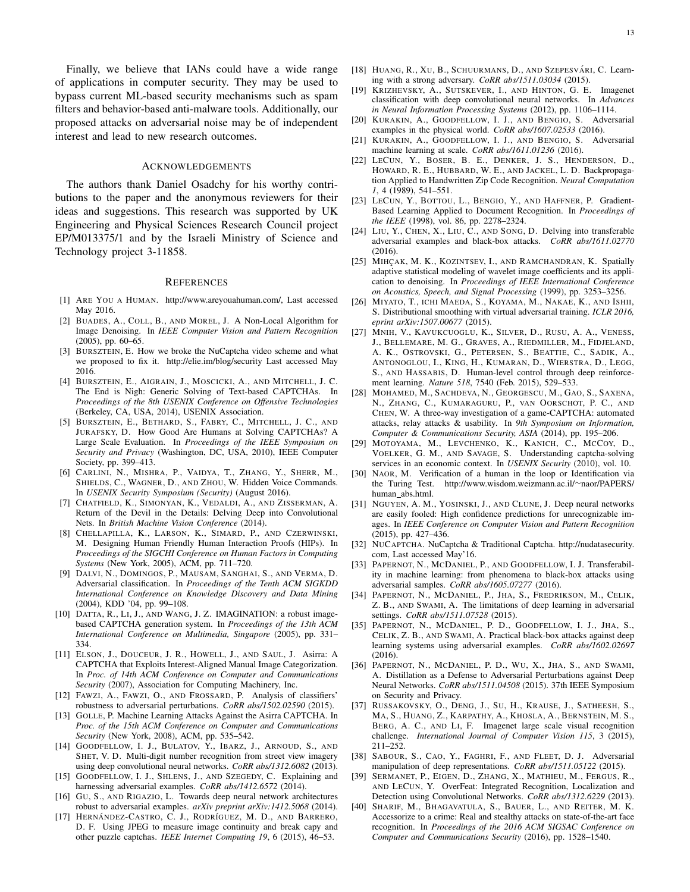Finally, we believe that IANs could have a wide range of applications in computer security. They may be used to bypass current ML-based security mechanisms such as spam filters and behavior-based anti-malware tools. Additionally, our proposed attacks on adversarial noise may be of independent interest and lead to new research outcomes.

## Acknowledgements

The authors thank Daniel Osadchy for his worthy contributions to the paper and the anonymous reviewers for their ideas and suggestions. This research was supported by UK Engineering and Physical Sciences Research Council project EP/M013375/1 and by the Israeli Ministry of Science and Technology project 3-11858.

## References

[1] Are You a Human. http://www.areyouahuman.com/, Last accessed May 2016.

[2] Buades, A., Coll, B., and Morel, J. A Non-Local Algorithm for Image Denoising. In *IEEE Computer Vision and Pattern Recognition* (2005), pp. 60–65.

[3] Bursztein, E. How we broke the NuCaptcha video scheme and what we proposed to fix it. http://elie.im/blog/security Last accessed May 2016.

[4] Bursztein, E., Aigrain, J., Moscicki, A., and Mitchell, J. C. The End is Nigh: Generic Solving of Text-based CAPTCHAs. In *Proceedings of the 8th USENIX Conference on Offensive Technologies* (Berkeley, CA, USA, 2014), USENIX Association.

[5] Bursztein, E., Bethard, S., Fabry, C., Mitchell, J. C., and Jurafsky, D. How Good Are Humans at Solving CAPTCHAs? A Large Scale Evaluation. In *Proceedings of the IEEE Symposium on Security and Privacy* (Washington, DC, USA, 2010), IEEE Computer Society, pp. 399–413.

[6] Carlini, N., Mishra, P., Vaidya, T., Zhang, Y., Sherr, M., Shields, C., Wagner, D., and Zhou, W. Hidden Voice Commands. In *USENIX Security Symposium (Security)* (August 2016).

[7] Chatfield, K., Simonyan, K., Vedaldi, A., and Zisserman, A. Return of the Devil in the Details: Delving Deep into Convolutional Nets. In *British Machine Vision Conference* (2014).

[8] Chellapilla, K., Larson, K., Simard, P., and Czerwinski, M. Designing Human Friendly Human Interaction Proofs (HIPs). In *Proceedings of the SIGCHI Conference on Human Factors in Computing Systems* (New York, 2005), ACM, pp. 711–720.

[9] Dalvi, N., Domingos, P., Mausam, Sanghai, S., and Verma, D. Adversarial classification. In *Proceedings of the Tenth ACM SIGKDD International Conference on Knowledge Discovery and Data Mining* (2004), KDD '04, pp. 99–108.

[10] Datta, R., Li, J., and Wang, J. Z. IMAGINATION: a robust image-based CAPTCHA generation system. In *Proceedings of the 13th ACM International Conference on Multimedia, Singapore* (2005), pp. 331–334.

[11] Elson, J., Douceur, J. R., Howell, J., and Saul, J. Asirra: A CAPTCHA that Exploits Interest-Aligned Manual Image Categorization. In *Proc. of 14th ACM Conference on Computer and Communications Security* (2007), Association for Computing Machinery, Inc.

[12] Fawzi, A., Fawzi, O., and Frossard, P. Analysis of classifiers' robustness to adversarial perturbations. *CoRR abs/1502.02590* (2015).

[13] Golle, P. Machine Learning Attacks Against the Asirra CAPTCHA. In *Proc. of the 15th ACM Conference on Computer and Communications Security* (New York, 2008), ACM, pp. 535–542.

[14] Goodfellow, I. J., Bulatov, Y., Ibarz, J., Arnoud, S., and Shet, V. D. Multi-digit number recognition from street view imagery using deep convolutional neural networks. *CoRR abs/1312.6082* (2013).

[15] Goodfellow, I. J., Shlens, J., and Szegedy, C. Explaining and harnessing adversarial examples. *CoRR abs/1412.6572* (2014).

[16] Gu, S., and Rigazio, L. Towards deep neural network architectures robust to adversarial examples. *arXiv preprint arXiv:1412.5068* (2014).

[17] Hernández-Castro, C. J., Rodríguez, M. D., and Barrero, D. F. Using JPEG to measure image continuity and break capy and other puzzle captchas. *IEEE Internet Computing 19*, 6 (2015), 46–53.

[18] Huang, R., Xu, B., Schuurmans, D., and Szepesvári, C. Learning with a strong adversary. *CoRR abs/1511.03034* (2015).

[19] Krizhevsky, A., Sutskever, I., and Hinton, G. E. Imagenet classification with deep convolutional neural networks. In *Advances in Neural Information Processing Systems* (2012), pp. 1106–1114.

[20] Kurakin, A., Goodfellow, I. J., and Bengio, S. Adversarial examples in the physical world. *CoRR abs/1607.02533* (2016).

[21] Kurakin, A., Goodfellow, I. J., and Bengio, S. Adversarial machine learning at scale. *CoRR abs/1611.01236* (2016).

[22] LeCun, Y., Boser, B. E., Denker, J. S., Henderson, D., Howard, R. E., Hubbard, W. E., and Jackel, L. D. Backpropagation Applied to Handwritten Zip Code Recognition. *Neural Computation 1*, 4 (1989), 541–551.

[23] LeCun, Y., Bottou, L., Bengio, Y., and Haffner, P. Gradient-Based Learning Applied to Document Recognition. In *Proceedings of the IEEE* (1998), vol. 86, pp. 2278–2324.

[24] Liu, Y., Chen, X., Liu, C., and Song, D. Delving into transferable adversarial examples and black-box attacks. *CoRR abs/1611.02770* (2016).

[25] Mihçak, M. K., Kozintsev, I., and Ramchandran, K. Spatially adaptive statistical modeling of wavelet image coefficients and its application to denoising. In *Proceedings of IEEE International Conference on Acoustics, Speech, and Signal Processing* (1999), pp. 3253–3256.

[26] Miyato, T., ichi Maeda, S., Koyama, M., Nakae, K., and Ishii, S. Distributional smoothing with virtual adversarial training. *ICLR 2016, eprint arXiv:1507.00677* (2015).

[27] Mnih, V., Kavukcuoglu, K., Silver, D., Rusu, A. A., Veness, J., Bellemare, M. G., Graves, A., Riedmiller, M., Fidjeland, A. K., Ostrovski, G., Petersen, S., Beattie, C., Sadik, A., Antonoglou, I., King, H., Kumaran, D., Wierstra, D., Legg, S., and Hassabis, D. Human-level control through deep reinforcement learning. *Nature 518*, 7540 (Feb. 2015), 529–533.

[28] Mohamed, M., Sachdeva, N., Georgescu, M., Gao, S., Saxena, N., Zhang, C., Kumaraguru, P., van Oorschot, P. C., and Chen, W. A three-way investigation of a game-CAPTCHA: automated attacks, relay attacks & usability. In *9th Symposium on Information, Computer & Communications Security, ASIA* (2014), pp. 195–206.

[29] Motoyama, M., Levchenko, K., Kanich, C., McCoy, D., Voelker, G. M., and Savage, S. Understanding captcha-solving services in an economic context. In *USENIX Security* (2010), vol. 10.

[30] Naor, M. Verification of a human in the loop or Identification via the Turing Test. http://www.wisdom.weizmann.ac.il/~naor/PAPERS/human_abs.html.

[31] Nguyen, A. M., Yosinski, J., and Clune, J. Deep neural networks are easily fooled: High confidence predictions for unrecognizable images. In *IEEE Conference on Computer Vision and Pattern Recognition* (2015), pp. 427–436.

[32] NuCaptcha. NuCaptcha & Traditional Captcha. http://nudatasecurity.com, Last accessed May'16.

[33] Papernot, N., McDaniel, P., and Goodfellow, I. J. Transferability in machine learning: from phenomena to black-box attacks using adversarial samples. *CoRR abs/1605.07277* (2016).

[34] Papernot, N., McDaniel, P., Jha, S., Fredrikson, M., Celik, Z. B., and Swami, A. The limitations of deep learning in adversarial settings. *CoRR abs/1511.07528* (2015).

[35] Papernot, N., McDaniel, P. D., Goodfellow, I. J., Jha, S., Celik, Z. B., and Swami, A. Practical black-box attacks against deep learning systems using adversarial examples. *CoRR abs/1602.02697* (2016).

[36] Papernot, N., McDaniel, P. D., Wu, X., Jha, S., and Swami, A. Distillation as a Defense to Adversarial Perturbations against Deep Neural Networks. *CoRR abs/1511.04508* (2015). 37th IEEE Symposium on Security and Privacy.

[37] Russakovsky, O., Deng, J., Su, H., Krause, J., Satheesh, S., Ma, S., Huang, Z., Karpathy, A., Khosla, A., Bernstein, M. S., Berg, A. C., and Li, F. Imagenet large scale visual recognition challenge. *International Journal of Computer Vision 115*, 3 (2015), 211–252.

[38] Sabour, S., Cao, Y., Faghri, F., and Fleet, D. J. Adversarial manipulation of deep representations. *CoRR abs/1511.05122* (2015).

[39] Sermanet, P., Eigen, D., Zhang, X., Mathieu, M., Fergus, R., and LeCun, Y. OverFeat: Integrated Recognition, Localization and Detection using Convolutional Networks. *CoRR abs/1312.6229* (2013).

[40] Sharif, M., Bhagavatula, S., Bauer, L., and Reiter, M. K. Accessorize to a crime: Real and stealthy attacks on state-of-the-art face recognition. In *Proceedings of the 2016 ACM SIGSAC Conference on Computer and Communications Security* (2016), pp. 1528–1540.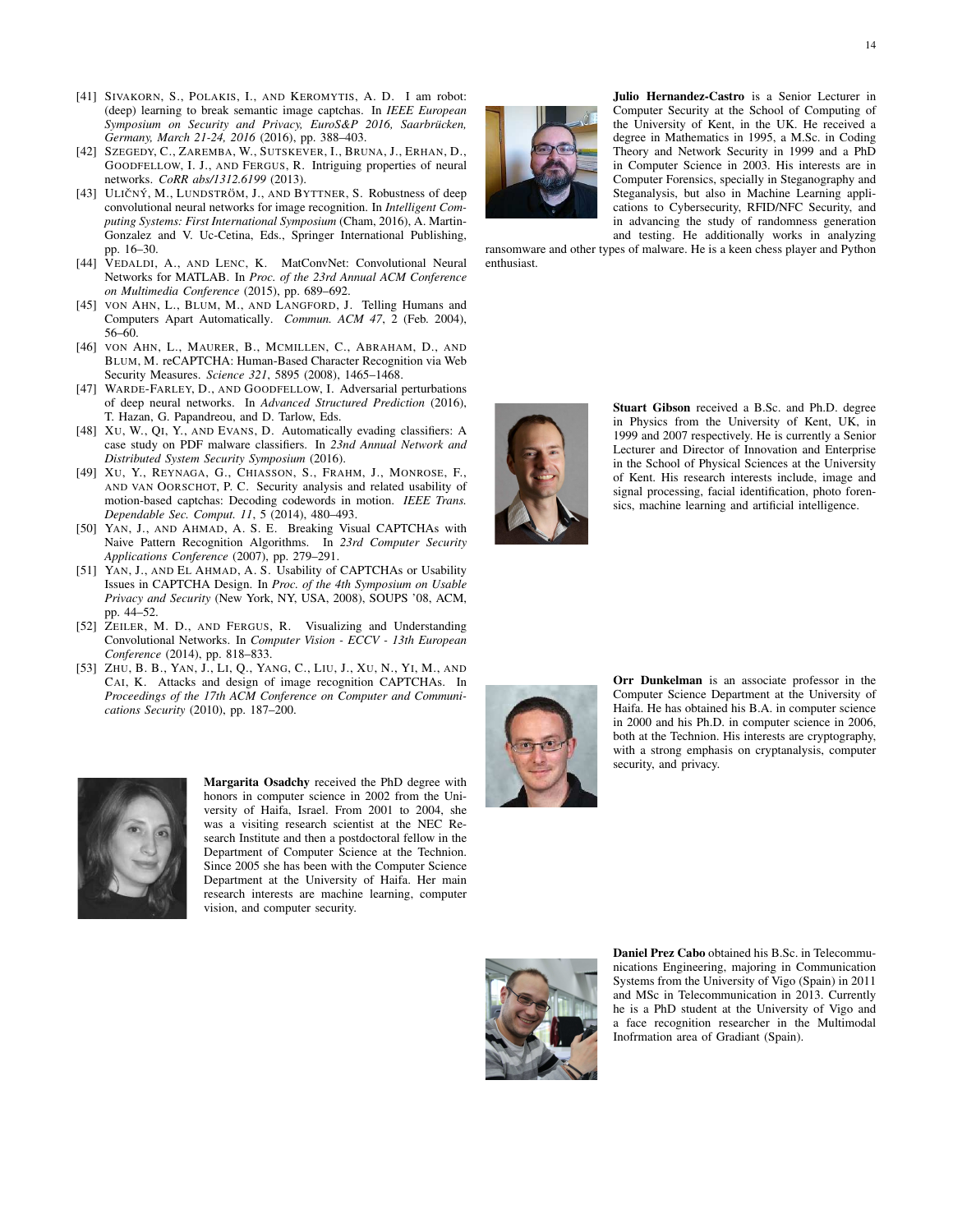[41] SIVAKORN, S., POLAKIS, I., AND KEROMYTIS, A. D. I am robot: (deep) learning to break semantic image captchas. In *IEEE European Symposium on Security and Privacy, EuroS&P 2016, Saarbrücken, Germany, March 21-24, 2016* (2016), pp. 388–403.

[42] SZEGEDY, C., ZAREMBA, W., SUTSKEVER, I., BRUNA, J., ERHAN, D., GOODFELLOW, I. J., AND FERGUS, R. Intriguing properties of neural networks. *CoRR abs/1312.6199* (2013).

[43] ULIČNÝ, M., LUNDSTRÖM, J., AND BYTTNER, S. Robustness of deep convolutional neural networks for image recognition. In *Intelligent Computing Systems: First International Symposium* (Cham, 2016), A. Martin-Gonzalez and V. Uc-Cetina, Eds., Springer International Publishing, pp. 16–30.

[44] VEDALDI, A., AND LENC, K. MatConvNet: Convolutional Neural Networks for MATLAB. In *Proc. of the 23rd Annual ACM Conference on Multimedia Conference* (2015), pp. 689–692.

[45] VON AHN, L., BLUM, M., AND LANGFORD, J. Telling Humans and Computers Apart Automatically. *Commun. ACM 47*, 2 (Feb. 2004), 56–60.

[46] VON AHN, L., MAURER, B., MCMILLEN, C., ABRAHAM, D., AND BLUM, M. reCAPTCHA: Human-Based Character Recognition via Web Security Measures. *Science 321*, 5895 (2008), 1465–1468.

[47] WARDE-FARLEY, D., AND GOODFELLOW, I. Adversarial perturbations of deep neural networks. In *Advanced Structured Prediction* (2016), T. Hazan, G. Papandreou, and D. Tarlow, Eds.

[48] XU, W., QI, Y., AND EVANS, D. Automatically evading classifiers: A case study on PDF malware classifiers. In *23nd Annual Network and Distributed System Security Symposium* (2016).

[49] XU, Y., REYNAGA, G., CHIASSON, S., FRAHM, J., MONROSE, F., AND VAN OORSCHOT, P. C. Security analysis and related usability of motion-based captchas: Decoding codewords in motion. *IEEE Trans. Dependable Sec. Comput. 11*, 5 (2014), 480–493.

[50] YAN, J., AND AHMAD, A. S. E. Breaking Visual CAPTCHAs with Naive Pattern Recognition Algorithms. In *23rd Computer Security Applications Conference* (2007), pp. 279–291.

[51] YAN, J., AND EL AHMAD, A. S. Usability of CAPTCHAs or Usability Issues in CAPTCHA Design. In *Proc. of the 4th Symposium on Usable Privacy and Security* (New York, NY, USA, 2008), SOUPS '08, ACM, pp. 44–52.

[52] ZEILER, M. D., AND FERGUS, R. Visualizing and Understanding Convolutional Networks. In *Computer Vision - ECCV - 13th European Conference* (2014), pp. 818–833.

[53] ZHU, B. B., YAN, J., LI, Q., YANG, C., LIU, J., XU, N., YI, M., AND CAI, K. Attacks and design of image recognition CAPTCHAs. In *Proceedings of the 17th ACM Conference on Computer and Communications Security* (2010), pp. 187–200.

**Margarita Osadchy** received the PhD degree with honors in computer science in 2002 from the University of Haifa, Israel. From 2001 to 2004, she was a visiting research scientist at the NEC Research Institute and then a postdoctoral fellow in the Department of Computer Science at the Technion. Since 2005 she has been with the Computer Science Department at the University of Haifa. Her main research interests are machine learning, computer vision, and computer security.

**Julio Hernandez-Castro** is a Senior Lecturer in Computer Security at the School of Computing of the University of Kent, in the UK. He received a degree in Mathematics in 1995, a M.Sc. in Coding Theory and Network Security in 1999 and a PhD in Computer Science in 2003. His interests are in Computer Forensics, specially in Steganography and Steganalysis, but also in Machine Learning applications to Cybersecurity, RFID/NFC Security, and in advancing the study of randomness generation and testing. He additionally works in analyzing ransomware and other types of malware. He is a keen chess player and Python enthusiast.

**Stuart Gibson** received a B.Sc. and Ph.D. degree in Physics from the University of Kent, UK, in 1999 and 2007 respectively. He is currently a Senior Lecturer and Director of Innovation and Enterprise in the School of Physical Sciences at the University of Kent. His research interests include, image and signal processing, facial identification, photo forensics, machine learning and artificial intelligence.

**Orr Dunkelman** is an associate professor in the Computer Science Department at the University of Haifa. He has obtained his B.A. in computer science in 2000 and his Ph.D. in computer science in 2006, both at the Technion. His interests are cryptography, with a strong emphasis on cryptanalysis, computer security, and privacy.

**Daniel Prez Cabo** obtained his B.Sc. in Telecommunications Engineering, majoring in Communication Systems from the University of Vigo (Spain) in 2011 and MSc in Telecommunication in 2013. Currently he is a PhD student at the University of Vigo and a face recognition researcher in the Multimodal Inofrmation area of Gradiant (Spain).